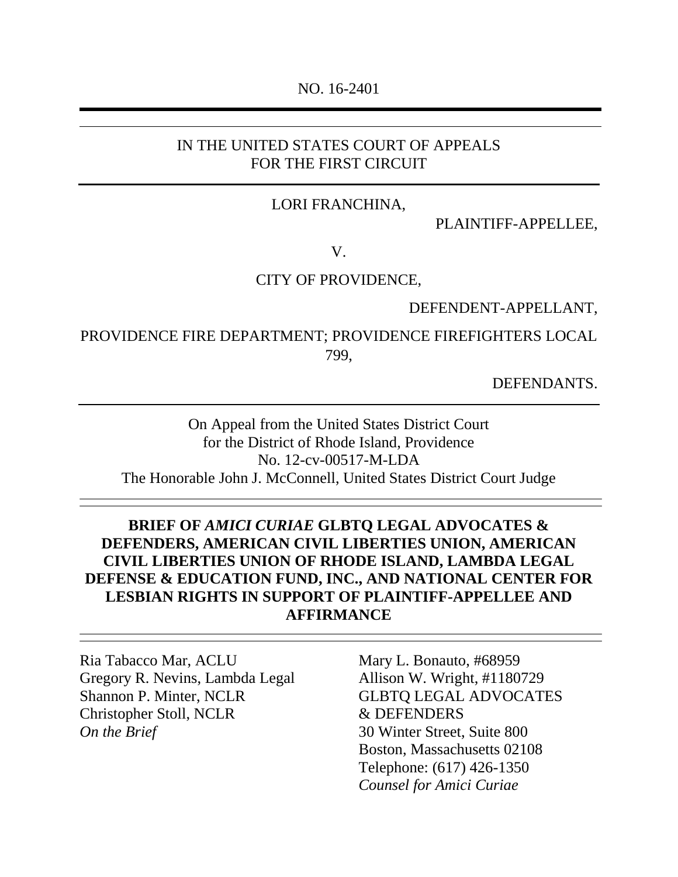NO. 16-2401

---

IN THE UNITED STATES COURT OF APPEALS
FOR THE FIRST CIRCUIT

---

LORI FRANCHINA,

PLAINTIFF-APPELLEE,

V.

CITY OF PROVIDENCE,

DEFENDENT-APPELLANT,

PROVIDENCE FIRE DEPARTMENT; PROVIDENCE FIREFIGHTERS LOCAL 799,

DEFENDANTS.

---

On Appeal from the United States District Court
for the District of Rhode Island, Providence
No. 12-cv-00517-M-LDA
The Honorable John J. McConnell, United States District Court Judge

---

**BRIEF OF *AMICI CURIAE* GLBTQ LEGAL ADVOCATES & DEFENDERS, AMERICAN CIVIL LIBERTIES UNION, AMERICAN CIVIL LIBERTIES UNION OF RHODE ISLAND, LAMBDA LEGAL DEFENSE & EDUCATION FUND, INC., AND NATIONAL CENTER FOR LESBIAN RIGHTS IN SUPPORT OF PLAINTIFF-APPELLEE AND AFFIRMANCE**

---

Ria Tabacco Mar, ACLU
Gregory R. Nevins, Lambda Legal
Shannon P. Minter, NCLR
Christopher Stoll, NCLR
*On the Brief*

Mary L. Bonauto, #68959
Allison W. Wright, #1180729
GLBTQ LEGAL ADVOCATES & DEFENDERS
30 Winter Street, Suite 800
Boston, Massachusetts 02108
Telephone: (617) 426-1350
*Counsel for Amici Curiae*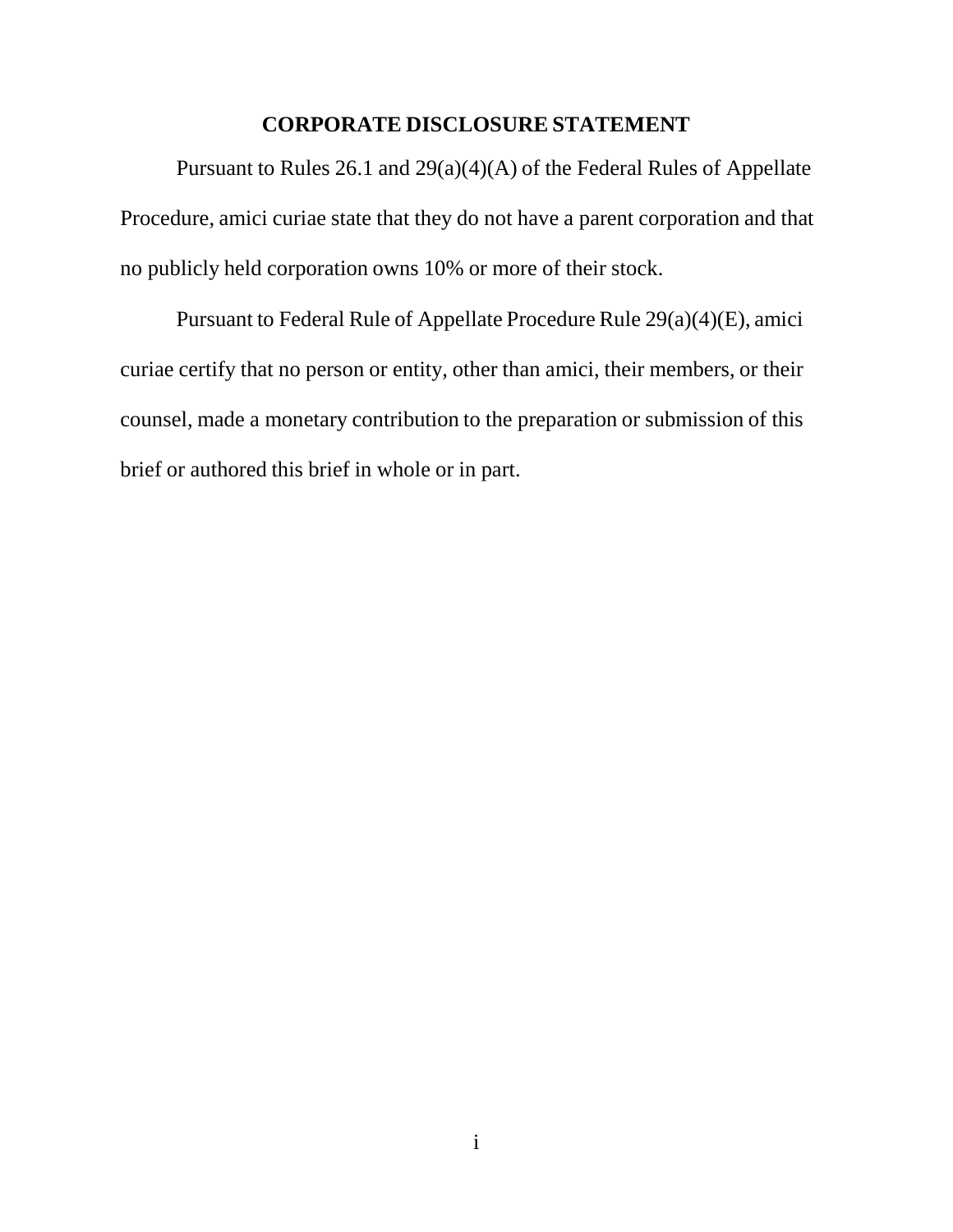## CORPORATE DISCLOSURE STATEMENT

Pursuant to Rules 26.1 and 29(a)(4)(A) of the Federal Rules of Appellate Procedure, amici curiae state that they do not have a parent corporation and that no publicly held corporation owns 10% or more of their stock.

Pursuant to Federal Rule of Appellate Procedure Rule 29(a)(4)(E), amici curiae certify that no person or entity, other than amici, their members, or their counsel, made a monetary contribution to the preparation or submission of this brief or authored this brief in whole or in part.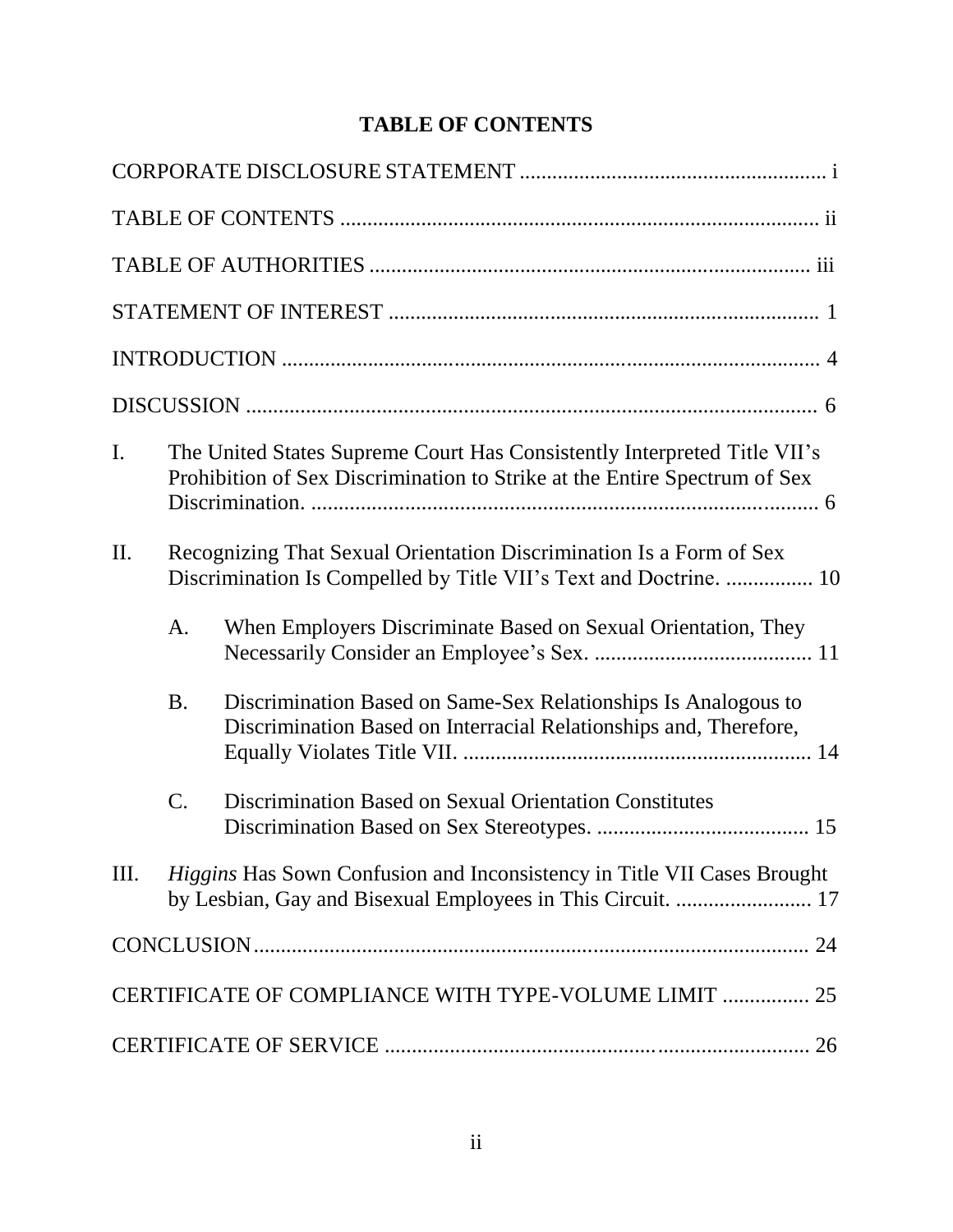# TABLE OF CONTENTS

CORPORATE DISCLOSURE STATEMENT ........................................................ i

TABLE OF CONTENTS ........................................................................................ ii

TABLE OF AUTHORITIES ................................................................................. iii

STATEMENT OF INTEREST ............................................................................... 1

INTRODUCTION .................................................................................................. 4

DISCUSSION ........................................................................................................ 6

I. The United States Supreme Court Has Consistently Interpreted Title VII's Prohibition of Sex Discrimination to Strike at the Entire Spectrum of Sex Discrimination. ............................................................................................ 6

II. Recognizing That Sexual Orientation Discrimination Is a Form of Sex Discrimination Is Compelled by Title VII's Text and Doctrine. ................ 10

   A. When Employers Discriminate Based on Sexual Orientation, They Necessarily Consider an Employee's Sex. ........................................ 11

   B. Discrimination Based on Same-Sex Relationships Is Analogous to Discrimination Based on Interracial Relationships and, Therefore, Equally Violates Title VII. ................................................................ 14

   C. Discrimination Based on Sexual Orientation Constitutes Discrimination Based on Sex Stereotypes. ....................................... 15

III. *Higgins* Has Sown Confusion and Inconsistency in Title VII Cases Brought by Lesbian, Gay and Bisexual Employees in This Circuit. ......................... 17

CONCLUSION ...................................................................................................... 24

CERTIFICATE OF COMPLIANCE WITH TYPE-VOLUME LIMIT ................ 25

CERTIFICATE OF SERVICE ............................................................................. 26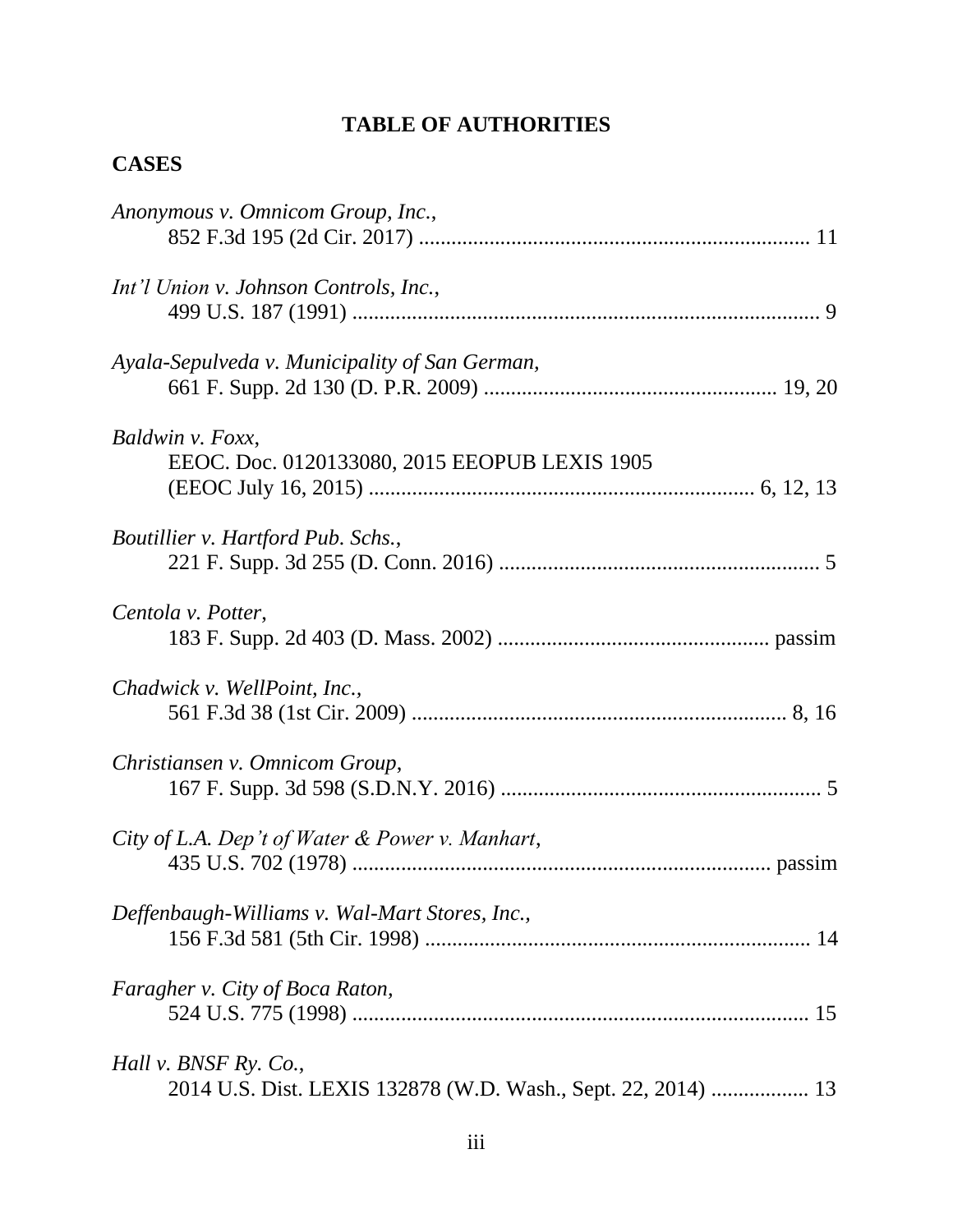# TABLE OF AUTHORITIES

## CASES

*Anonymous v. Omnicom Group, Inc.*,
852 F.3d 195 (2d Cir. 2017) ........................................................................ 11

*Int'l Union v. Johnson Controls, Inc.*,
499 U.S. 187 (1991) ....................................................................................... 9

*Ayala-Sepulveda v. Municipality of San German*,
661 F. Supp. 2d 130 (D. P.R. 2009) ..................................................... 19, 20

*Baldwin v. Foxx*,
EEOC. Doc. 0120133080, 2015 EEOPUB LEXIS 1905
(EEOC July 16, 2015) ....................................................................... 6, 12, 13

*Boutillier v. Hartford Pub. Schs.*,
221 F. Supp. 3d 255 (D. Conn. 2016) ........................................................... 5

*Centola v. Potter*,
183 F. Supp. 2d 403 (D. Mass. 2002) ................................................. passim

*Chadwick v. WellPoint, Inc.*,
561 F.3d 38 (1st Cir. 2009) .................................................................... 8, 16

*Christiansen v. Omnicom Group*,
167 F. Supp. 3d 598 (S.D.N.Y. 2016) ........................................................... 5

*City of L.A. Dep't of Water & Power v. Manhart*,
435 U.S. 702 (1978) ............................................................................ passim

*Deffenbaugh-Williams v. Wal-Mart Stores, Inc.*,
156 F.3d 581 (5th Cir. 1998) ....................................................................... 14

*Faragher v. City of Boca Raton*,
524 U.S. 775 (1998) .................................................................................... 15

*Hall v. BNSF Ry. Co.*,
2014 U.S. Dist. LEXIS 132878 (W.D. Wash., Sept. 22, 2014) .................. 13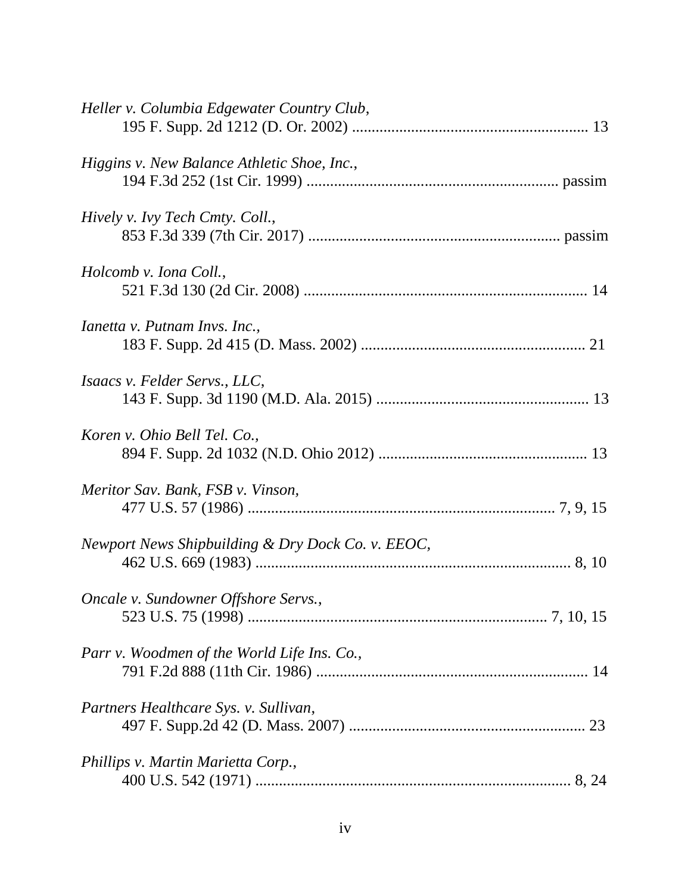*Heller v. Columbia Edgewater Country Club*,
195 F. Supp. 2d 1212 (D. Or. 2002) ........................................................... 13

*Higgins v. New Balance Athletic Shoe, Inc.*,
194 F.3d 252 (1st Cir. 1999) ............................................................... passim

*Hively v. Ivy Tech Cmty. Coll.*,
853 F.3d 339 (7th Cir. 2017) ............................................................... passim

*Holcomb v. Iona Coll.*,
521 F.3d 130 (2d Cir. 2008) ....................................................................... 14

*Ianetta v. Putnam Invs. Inc.*,
183 F. Supp. 2d 415 (D. Mass. 2002) ......................................................... 21

*Isaacs v. Felder Servs., LLC*,
143 F. Supp. 3d 1190 (M.D. Ala. 2015) ...................................................... 13

*Koren v. Ohio Bell Tel. Co.*,
894 F. Supp. 2d 1032 (N.D. Ohio 2012) ..................................................... 13

*Meritor Sav. Bank, FSB v. Vinson*,
477 U.S. 57 (1986) ............................................................................. 7, 9, 15

*Newport News Shipbuilding & Dry Dock Co. v. EEOC*,
462 U.S. 669 (1983) ................................................................................ 8, 10

*Oncale v. Sundowner Offshore Servs.*,
523 U.S. 75 (1998) ........................................................................... 7, 10, 15

*Parr v. Woodmen of the World Life Ins. Co.*,
791 F.2d 888 (11th Cir. 1986) .................................................................... 14

*Partners Healthcare Sys. v. Sullivan*,
497 F. Supp.2d 42 (D. Mass. 2007) ............................................................ 23

*Phillips v. Martin Marietta Corp.*,
400 U.S. 542 (1971) ................................................................................ 8, 24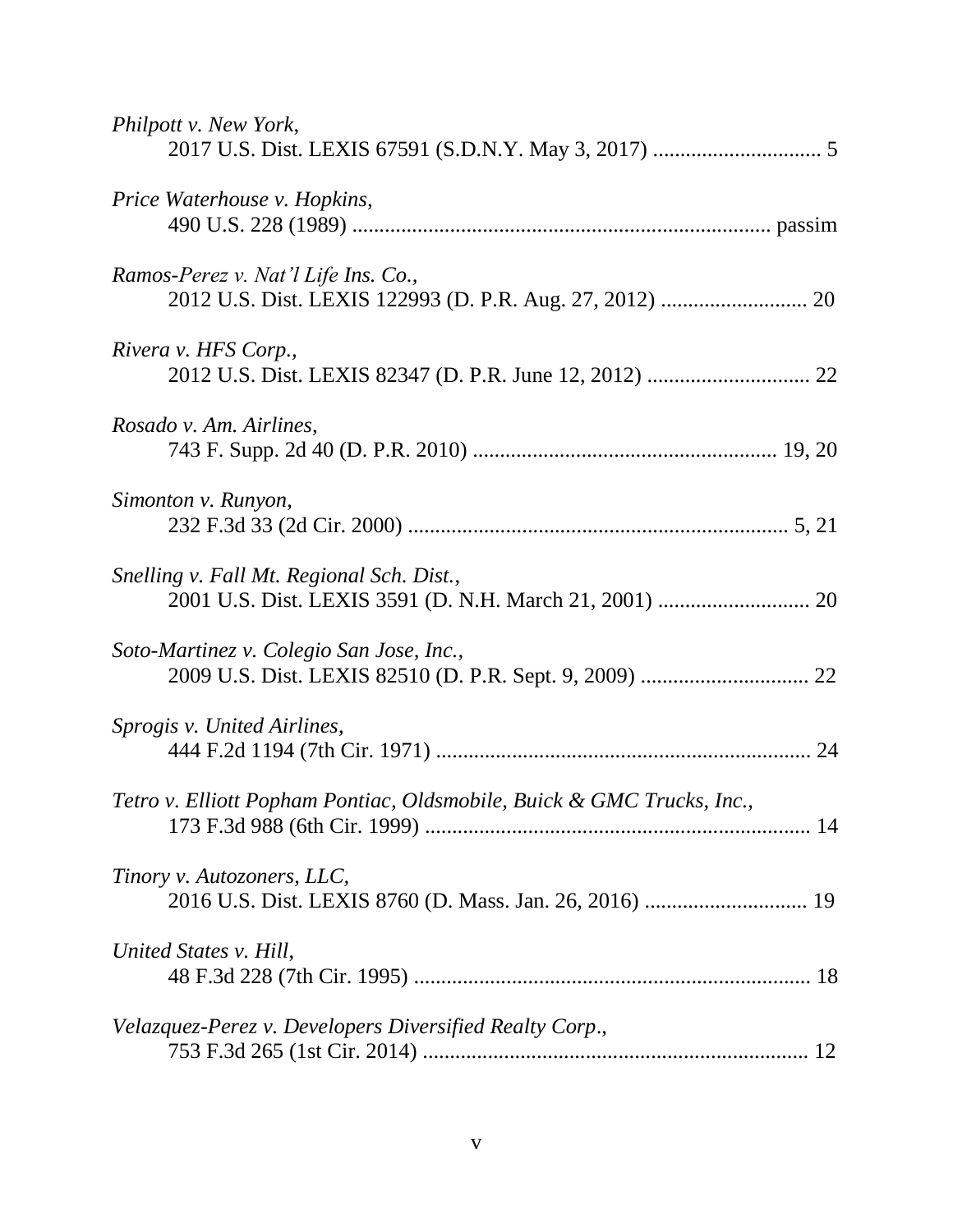*Philpott v. New York*,
2017 U.S. Dist. LEXIS 67591 (S.D.N.Y. May 3, 2017) ............................... 5

*Price Waterhouse v. Hopkins,*
490 U.S. 228 (1989) ............................................................................ passim

*Ramos-Perez v. Nat'l Life Ins. Co.*,
2012 U.S. Dist. LEXIS 122993 (D. P.R. Aug. 27, 2012) ........................... 20

*Rivera v. HFS Corp.*,
2012 U.S. Dist. LEXIS 82347 (D. P.R. June 12, 2012) .............................. 22

*Rosado v. Am. Airlines*,
743 F. Supp. 2d 40 (D. P.R. 2010) ....................................................... 19, 20

*Simonton v. Runyon*,
232 F.3d 33 (2d Cir. 2000) ...................................................................... 5, 21

*Snelling v. Fall Mt. Regional Sch. Dist.*,
2001 U.S. Dist. LEXIS 3591 (D. N.H. March 21, 2001) ............................ 20

*Soto-Martinez v. Colegio San Jose, Inc.*,
2009 U.S. Dist. LEXIS 82510 (D. P.R. Sept. 9, 2009) ............................... 22

*Sprogis v. United Airlines*,
444 F.2d 1194 (7th Cir. 1971) ..................................................................... 24

*Tetro v. Elliott Popham Pontiac, Oldsmobile, Buick & GMC Trucks, Inc.*,
173 F.3d 988 (6th Cir. 1999) ....................................................................... 14

*Tinory v. Autozoners, LLC*,
2016 U.S. Dist. LEXIS 8760 (D. Mass. Jan. 26, 2016) .............................. 19

*United States v. Hill*,
48 F.3d 228 (7th Cir. 1995) ......................................................................... 18

*Velazquez-Perez v. Developers Diversified Realty Corp.*,
753 F.3d 265 (1st Cir. 2014) ....................................................................... 12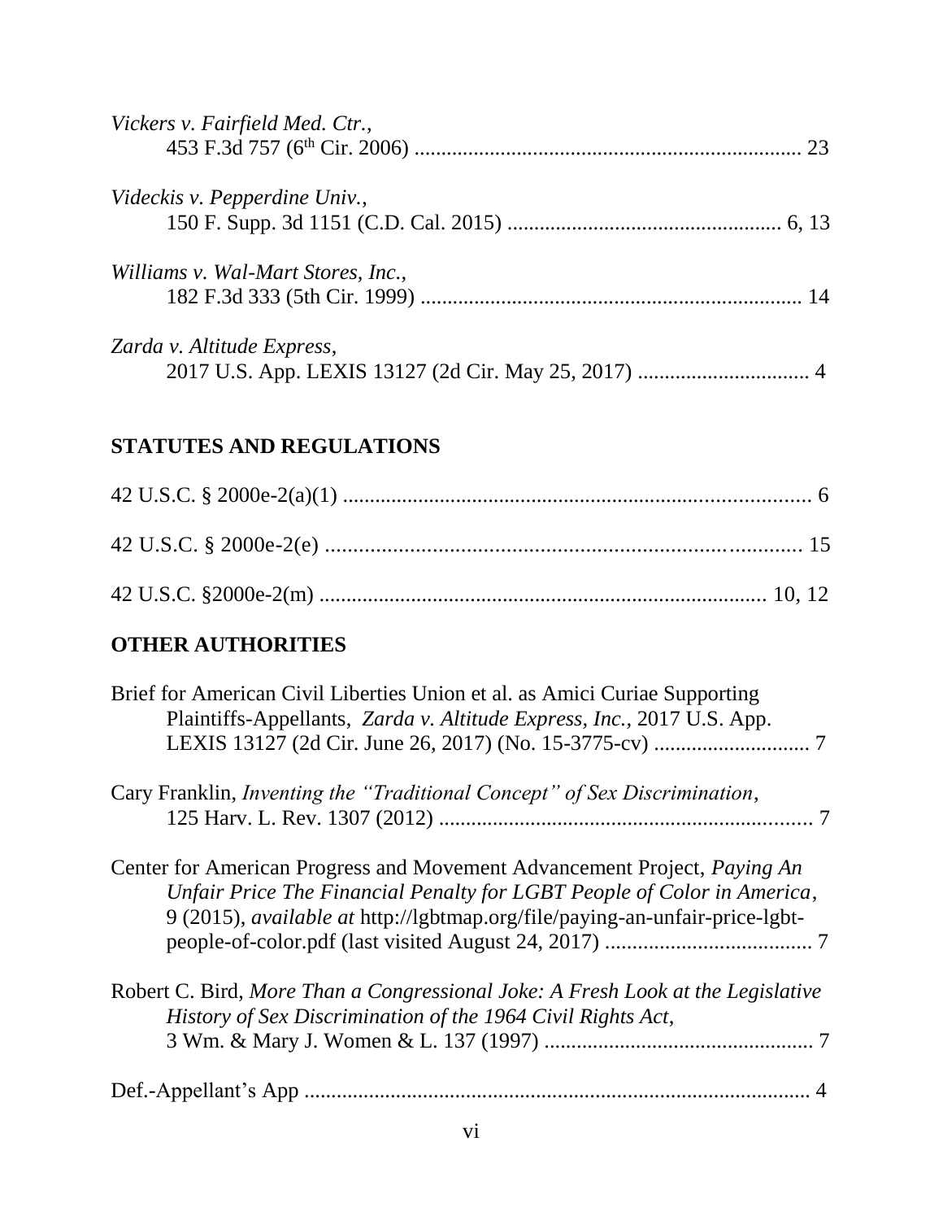*Vickers v. Fairfield Med. Ctr.*,
453 F.3d 757 (6th Cir. 2006) ........................................................................ 23

*Videckis v. Pepperdine Univ.*,
150 F. Supp. 3d 1151 (C.D. Cal. 2015) ................................................... 6, 13

*Williams v. Wal-Mart Stores, Inc.*,
182 F.3d 333 (5th Cir. 1999) ....................................................................... 14

*Zarda v. Altitude Express*,
2017 U.S. App. LEXIS 13127 (2d Cir. May 25, 2017) ................................ 4

## STATUTES AND REGULATIONS

42 U.S.C. § 2000e-2(a)(1) ...................................................................................... 6

42 U.S.C. § 2000e-2(e) ......................................................................................... 15

42 U.S.C. §2000e-2(m) ................................................................................... 10, 12

## OTHER AUTHORITIES

Brief for American Civil Liberties Union et al. as Amici Curiae Supporting Plaintiffs-Appellants, *Zarda v. Altitude Express, Inc.*, 2017 U.S. App. LEXIS 13127 (2d Cir. June 26, 2017) (No. 15-3775-cv) ............................. 7

Cary Franklin, *Inventing the "Traditional Concept" of Sex Discrimination*, 125 Harv. L. Rev. 1307 (2012) ...................................................................... 7

Center for American Progress and Movement Advancement Project, *Paying An Unfair Price The Financial Penalty for LGBT People of Color in America*, 9 (2015), *available at* http://lgbtmap.org/file/paying-an-unfair-price-lgbt-people-of-color.pdf (last visited August 24, 2017) ...................................... 7

Robert C. Bird, *More Than a Congressional Joke: A Fresh Look at the Legislative History of Sex Discrimination of the 1964 Civil Rights Act*, 3 Wm. & Mary J. Women & L. 137 (1997) .................................................. 7

Def.-Appellant's App ............................................................................................... 4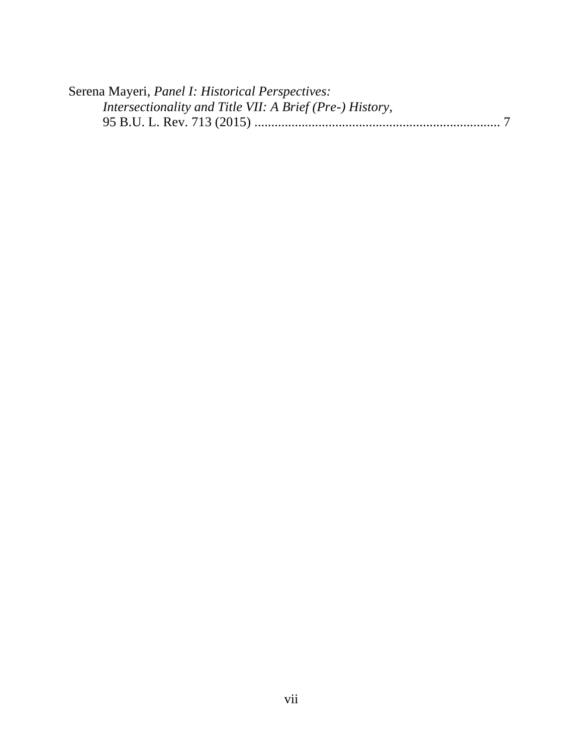Serena Mayeri, *Panel I: Historical Perspectives: Intersectionality and Title VII: A Brief (Pre-) History*, 95 B.U. L. Rev. 713 (2015) ........................................................................ 7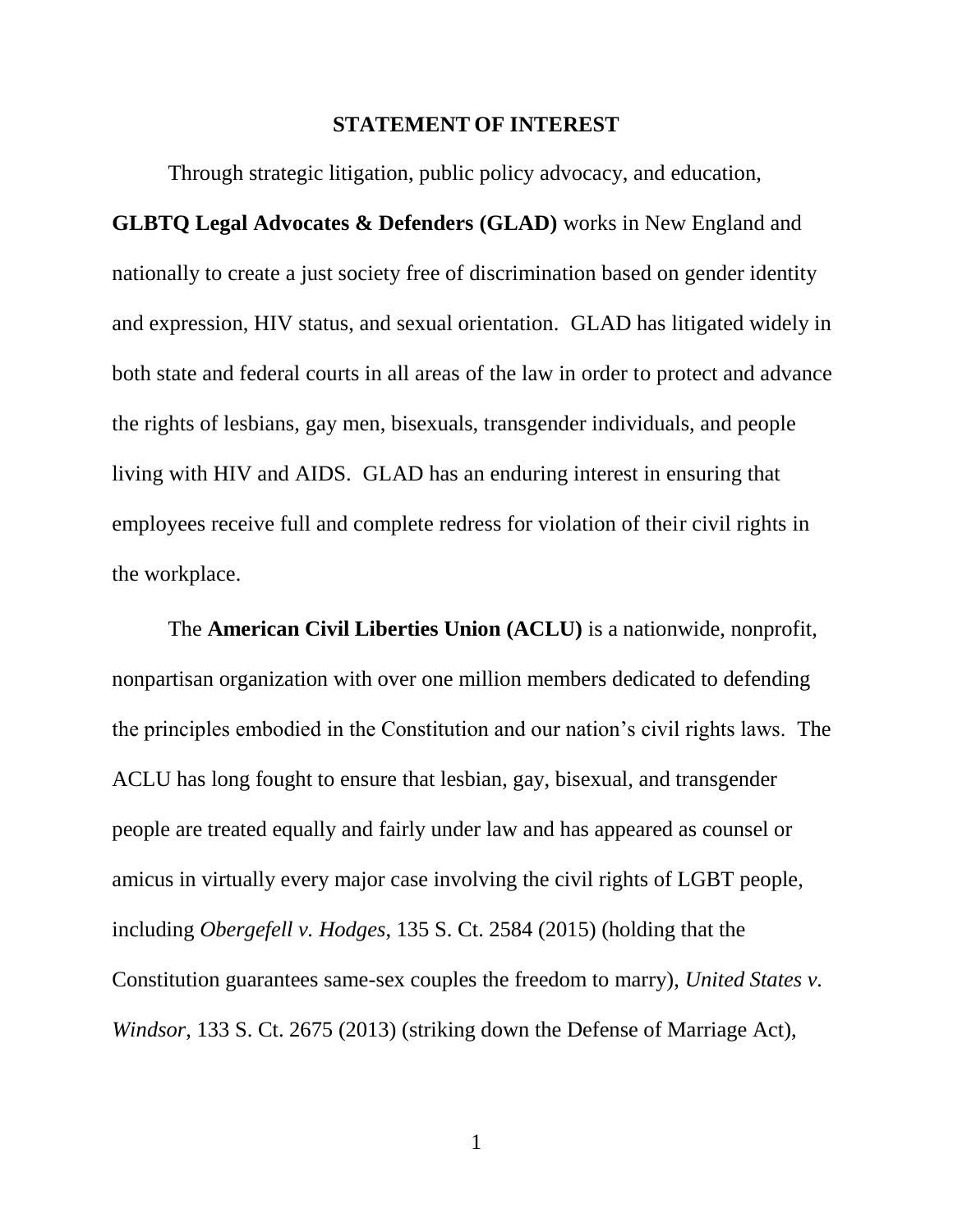## STATEMENT OF INTEREST

Through strategic litigation, public policy advocacy, and education, **GLBTQ Legal Advocates & Defenders (GLAD)** works in New England and nationally to create a just society free of discrimination based on gender identity and expression, HIV status, and sexual orientation. GLAD has litigated widely in both state and federal courts in all areas of the law in order to protect and advance the rights of lesbians, gay men, bisexuals, transgender individuals, and people living with HIV and AIDS. GLAD has an enduring interest in ensuring that employees receive full and complete redress for violation of their civil rights in the workplace.

The **American Civil Liberties Union (ACLU)** is a nationwide, nonprofit, nonpartisan organization with over one million members dedicated to defending the principles embodied in the Constitution and our nation's civil rights laws. The ACLU has long fought to ensure that lesbian, gay, bisexual, and transgender people are treated equally and fairly under law and has appeared as counsel or amicus in virtually every major case involving the civil rights of LGBT people, including *Obergefell v. Hodges*, 135 S. Ct. 2584 (2015) (holding that the Constitution guarantees same-sex couples the freedom to marry), *United States v. Windsor*, 133 S. Ct. 2675 (2013) (striking down the Defense of Marriage Act),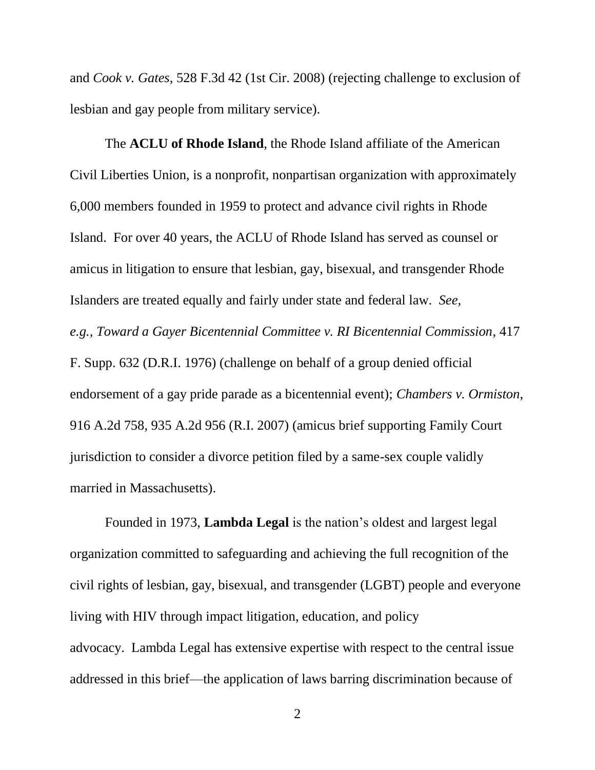and *Cook v. Gates*, 528 F.3d 42 (1st Cir. 2008) (rejecting challenge to exclusion of lesbian and gay people from military service).

The **ACLU of Rhode Island**, the Rhode Island affiliate of the American Civil Liberties Union, is a nonprofit, nonpartisan organization with approximately 6,000 members founded in 1959 to protect and advance civil rights in Rhode Island. For over 40 years, the ACLU of Rhode Island has served as counsel or amicus in litigation to ensure that lesbian, gay, bisexual, and transgender Rhode Islanders are treated equally and fairly under state and federal law. *See, e.g.*, *Toward a Gayer Bicentennial Committee v. RI Bicentennial Commission*, 417 F. Supp. 632 (D.R.I. 1976) (challenge on behalf of a group denied official endorsement of a gay pride parade as a bicentennial event); *Chambers v. Ormiston*, 916 A.2d 758, 935 A.2d 956 (R.I. 2007) (amicus brief supporting Family Court jurisdiction to consider a divorce petition filed by a same-sex couple validly married in Massachusetts).

Founded in 1973, **Lambda Legal** is the nation's oldest and largest legal organization committed to safeguarding and achieving the full recognition of the civil rights of lesbian, gay, bisexual, and transgender (LGBT) people and everyone living with HIV through impact litigation, education, and policy advocacy. Lambda Legal has extensive expertise with respect to the central issue addressed in this brief—the application of laws barring discrimination because of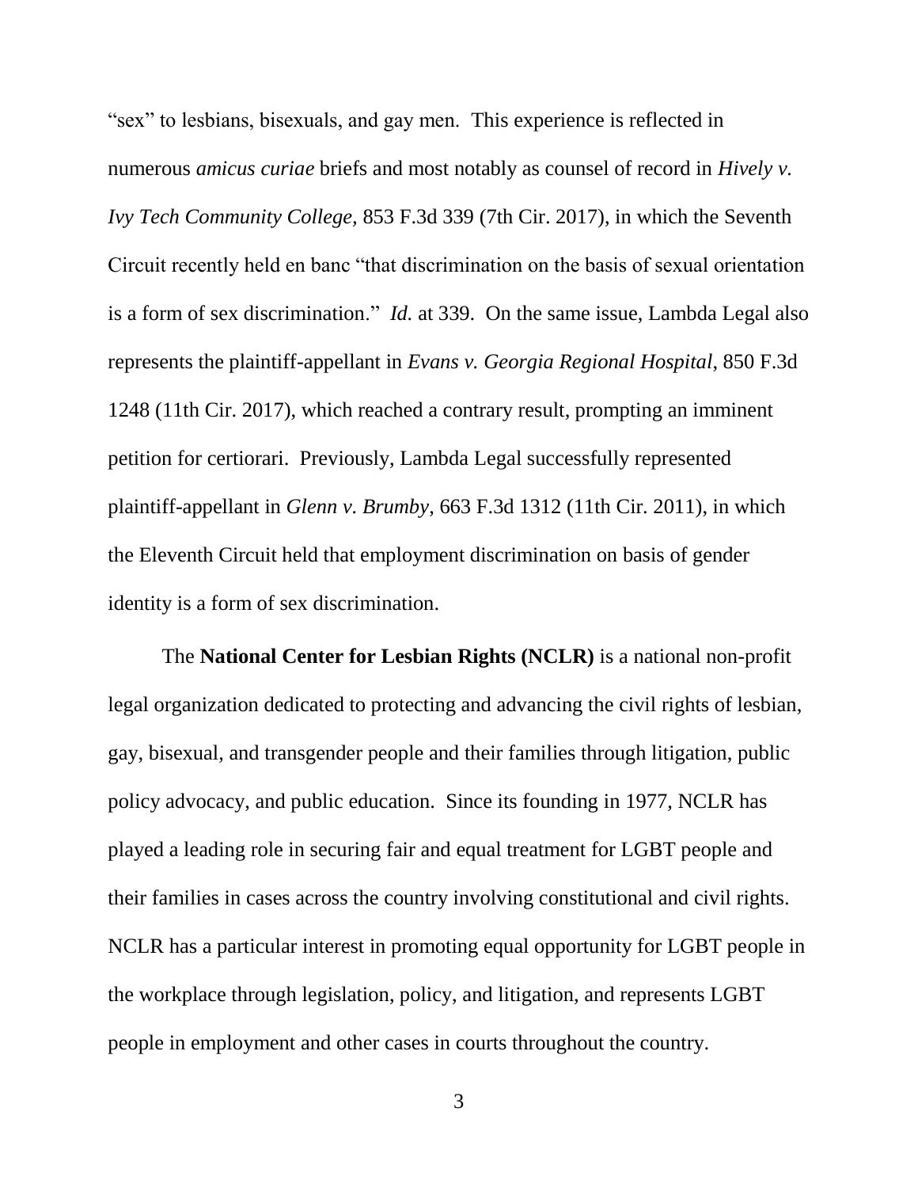"sex" to lesbians, bisexuals, and gay men. This experience is reflected in numerous *amicus curiae* briefs and most notably as counsel of record in *Hively v. Ivy Tech Community College*, 853 F.3d 339 (7th Cir. 2017), in which the Seventh Circuit recently held en banc "that discrimination on the basis of sexual orientation is a form of sex discrimination." *Id.* at 339. On the same issue, Lambda Legal also represents the plaintiff-appellant in *Evans v. Georgia Regional Hospital*, 850 F.3d 1248 (11th Cir. 2017), which reached a contrary result, prompting an imminent petition for certiorari. Previously, Lambda Legal successfully represented plaintiff-appellant in *Glenn v. Brumby*, 663 F.3d 1312 (11th Cir. 2011), in which the Eleventh Circuit held that employment discrimination on basis of gender identity is a form of sex discrimination.

The **National Center for Lesbian Rights (NCLR)** is a national non-profit legal organization dedicated to protecting and advancing the civil rights of lesbian, gay, bisexual, and transgender people and their families through litigation, public policy advocacy, and public education. Since its founding in 1977, NCLR has played a leading role in securing fair and equal treatment for LGBT people and their families in cases across the country involving constitutional and civil rights. NCLR has a particular interest in promoting equal opportunity for LGBT people in the workplace through legislation, policy, and litigation, and represents LGBT people in employment and other cases in courts throughout the country.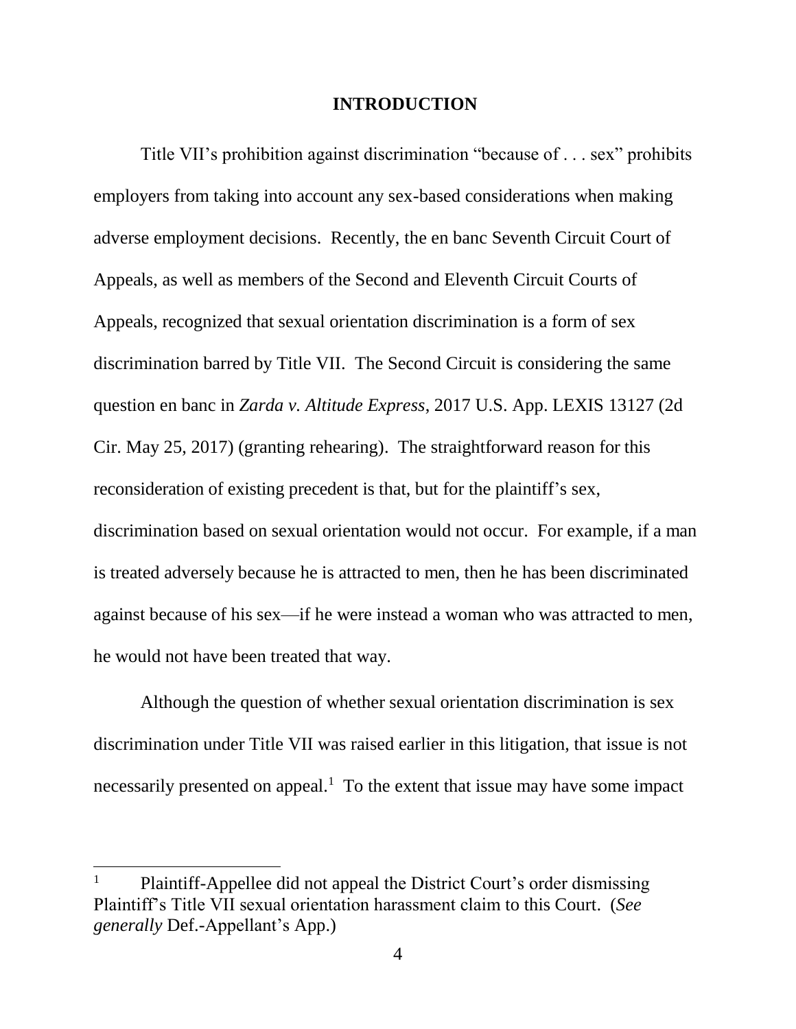# INTRODUCTION

Title VII's prohibition against discrimination "because of . . . sex" prohibits employers from taking into account any sex-based considerations when making adverse employment decisions. Recently, the en banc Seventh Circuit Court of Appeals, as well as members of the Second and Eleventh Circuit Courts of Appeals, recognized that sexual orientation discrimination is a form of sex discrimination barred by Title VII. The Second Circuit is considering the same question en banc in *Zarda v. Altitude Express*, 2017 U.S. App. LEXIS 13127 (2d Cir. May 25, 2017) (granting rehearing). The straightforward reason for this reconsideration of existing precedent is that, but for the plaintiff's sex, discrimination based on sexual orientation would not occur. For example, if a man is treated adversely because he is attracted to men, then he has been discriminated against because of his sex—if he were instead a woman who was attracted to men, he would not have been treated that way.

Although the question of whether sexual orientation discrimination is sex discrimination under Title VII was raised earlier in this litigation, that issue is not necessarily presented on appeal.[1] To the extent that issue may have some impact

[1] Plaintiff-Appellee did not appeal the District Court's order dismissing Plaintiff's Title VII sexual orientation harassment claim to this Court. (*See generally* Def.-Appellant's App.)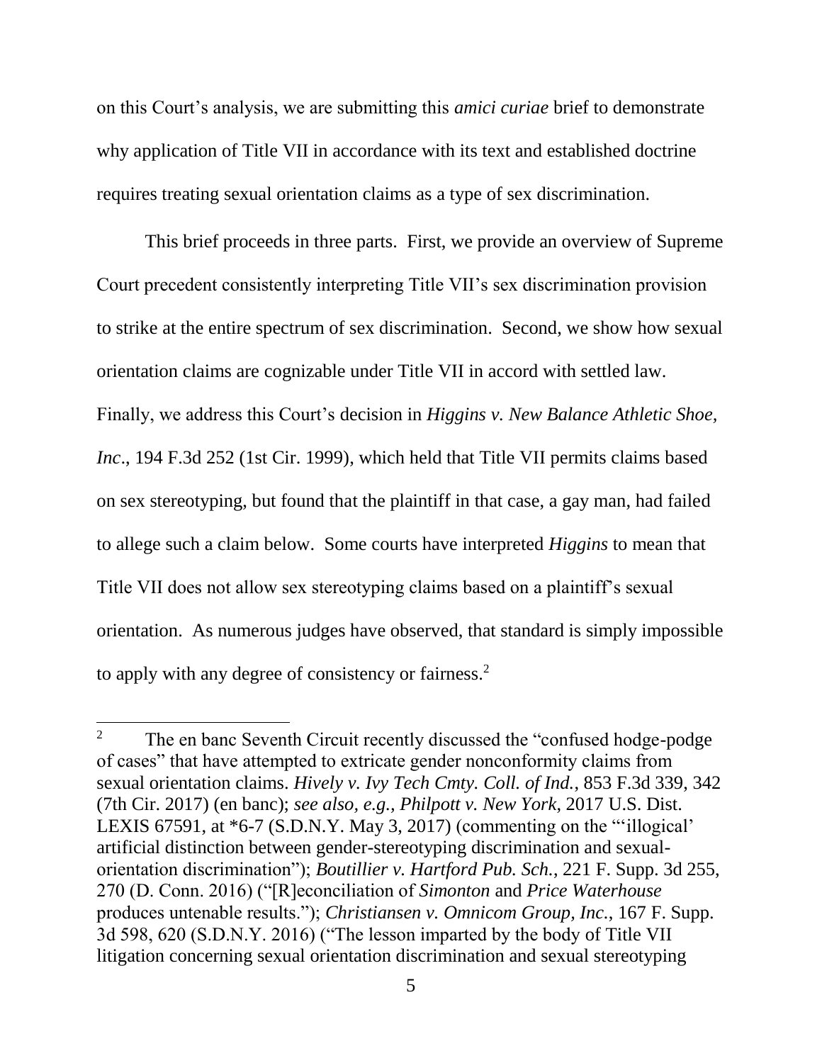on this Court's analysis, we are submitting this *amici curiae* brief to demonstrate why application of Title VII in accordance with its text and established doctrine requires treating sexual orientation claims as a type of sex discrimination.

This brief proceeds in three parts. First, we provide an overview of Supreme Court precedent consistently interpreting Title VII's sex discrimination provision to strike at the entire spectrum of sex discrimination. Second, we show how sexual orientation claims are cognizable under Title VII in accord with settled law. Finally, we address this Court's decision in *Higgins v. New Balance Athletic Shoe, Inc*., 194 F.3d 252 (1st Cir. 1999), which held that Title VII permits claims based on sex stereotyping, but found that the plaintiff in that case, a gay man, had failed to allege such a claim below. Some courts have interpreted *Higgins* to mean that Title VII does not allow sex stereotyping claims based on a plaintiff's sexual orientation. As numerous judges have observed, that standard is simply impossible to apply with any degree of consistency or fairness.[2]

---

[2] The en banc Seventh Circuit recently discussed the "confused hodge-podge of cases" that have attempted to extricate gender nonconformity claims from sexual orientation claims. *Hively v. Ivy Tech Cmty. Coll. of Ind.*, 853 F.3d 339, 342 (7th Cir. 2017) (en banc); *see also, e.g.*, *Philpott v. New York*, 2017 U.S. Dist. LEXIS 67591, at *6-7 (S.D.N.Y. May 3, 2017) (commenting on the "'illogical' artificial distinction between gender-stereotyping discrimination and sexual-orientation discrimination"); *Boutillier v. Hartford Pub. Sch.*, 221 F. Supp. 3d 255, 270 (D. Conn. 2016) ("[R]econciliation of *Simonton* and *Price Waterhouse* produces untenable results."); *Christiansen v. Omnicom Group, Inc.*, 167 F. Supp. 3d 598, 620 (S.D.N.Y. 2016) ("The lesson imparted by the body of Title VII litigation concerning sexual orientation discrimination and sexual stereotyping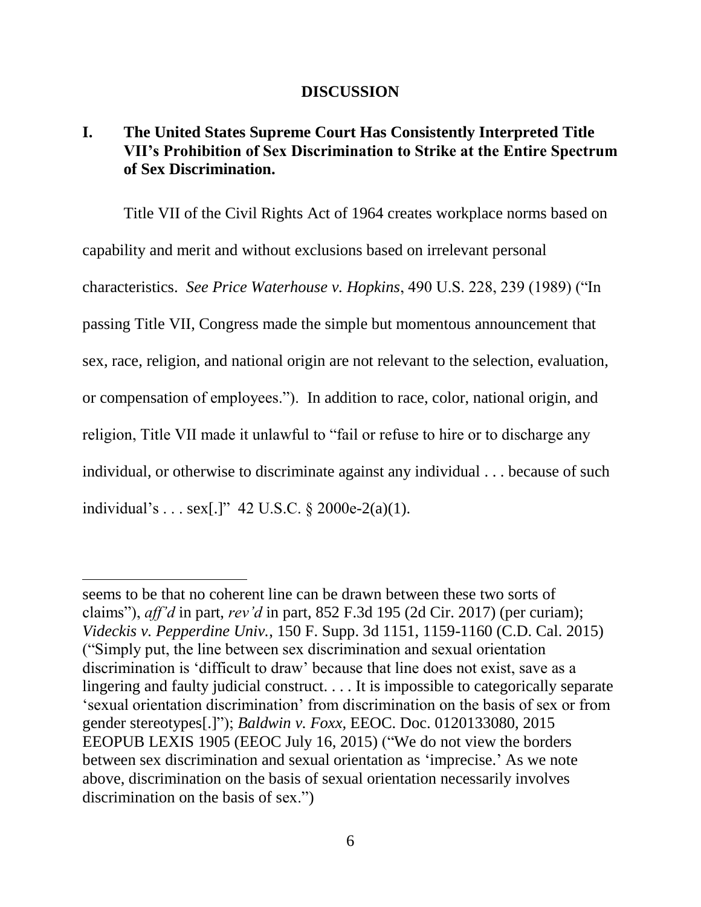## DISCUSSION

### I. The United States Supreme Court Has Consistently Interpreted Title VII's Prohibition of Sex Discrimination to Strike at the Entire Spectrum of Sex Discrimination.

Title VII of the Civil Rights Act of 1964 creates workplace norms based on capability and merit and without exclusions based on irrelevant personal characteristics. *See Price Waterhouse v. Hopkins*, 490 U.S. 228, 239 (1989) ("In passing Title VII, Congress made the simple but momentous announcement that sex, race, religion, and national origin are not relevant to the selection, evaluation, or compensation of employees."). In addition to race, color, national origin, and religion, Title VII made it unlawful to "fail or refuse to hire or to discharge any individual, or otherwise to discriminate against any individual . . . because of such individual's . . . sex[.]" 42 U.S.C. § 2000e-2(a)(1).

---

seems to be that no coherent line can be drawn between these two sorts of claims"), *aff'd* in part, *rev'd* in part, 852 F.3d 195 (2d Cir. 2017) (per curiam); *Videckis v. Pepperdine Univ.*, 150 F. Supp. 3d 1151, 1159-1160 (C.D. Cal. 2015) ("Simply put, the line between sex discrimination and sexual orientation discrimination is 'difficult to draw' because that line does not exist, save as a lingering and faulty judicial construct. . . . It is impossible to categorically separate 'sexual orientation discrimination' from discrimination on the basis of sex or from gender stereotypes[.]"); *Baldwin v. Foxx*, EEOC. Doc. 0120133080, 2015 EEOPUB LEXIS 1905 (EEOC July 16, 2015) ("We do not view the borders between sex discrimination and sexual orientation as 'imprecise.' As we note above, discrimination on the basis of sexual orientation necessarily involves discrimination on the basis of sex.")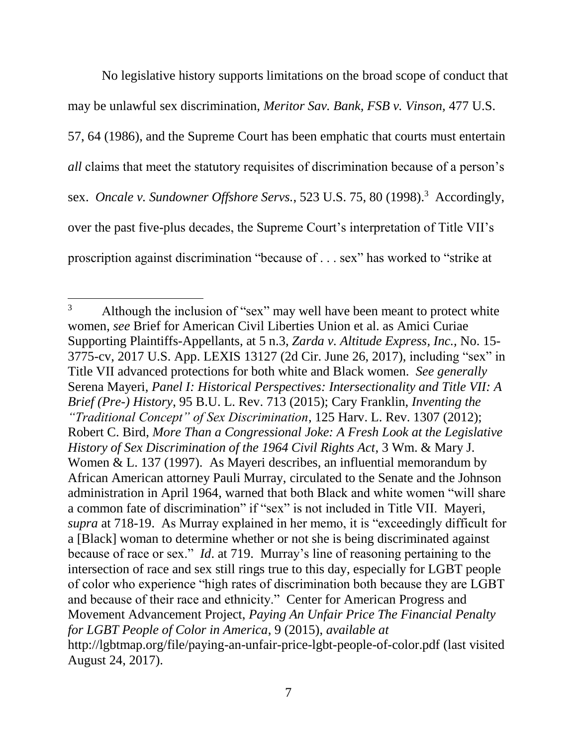No legislative history supports limitations on the broad scope of conduct that may be unlawful sex discrimination, *Meritor Sav. Bank, FSB v. Vinson*, 477 U.S. 57, 64 (1986), and the Supreme Court has been emphatic that courts must entertain *all* claims that meet the statutory requisites of discrimination because of a person's sex. *Oncale v. Sundowner Offshore Servs.*, 523 U.S. 75, 80 (1998).[3] Accordingly, over the past five-plus decades, the Supreme Court's interpretation of Title VII's proscription against discrimination "because of . . . sex" has worked to "strike at

---

[3] Although the inclusion of "sex" may well have been meant to protect white women, *see* Brief for American Civil Liberties Union et al. as Amici Curiae Supporting Plaintiffs-Appellants, at 5 n.3, *Zarda v. Altitude Express, Inc.*, No. 15-3775-cv, 2017 U.S. App. LEXIS 13127 (2d Cir. June 26, 2017), including "sex" in Title VII advanced protections for both white and Black women. *See generally* Serena Mayeri, *Panel I: Historical Perspectives: Intersectionality and Title VII: A Brief (Pre-) History*, 95 B.U. L. Rev. 713 (2015); Cary Franklin, *Inventing the "Traditional Concept" of Sex Discrimination*, 125 Harv. L. Rev. 1307 (2012); Robert C. Bird, *More Than a Congressional Joke: A Fresh Look at the Legislative History of Sex Discrimination of the 1964 Civil Rights Act*, 3 Wm. & Mary J. Women & L. 137 (1997). As Mayeri describes, an influential memorandum by African American attorney Pauli Murray, circulated to the Senate and the Johnson administration in April 1964, warned that both Black and white women "will share a common fate of discrimination" if "sex" is not included in Title VII. Mayeri, *supra* at 718-19. As Murray explained in her memo, it is "exceedingly difficult for a [Black] woman to determine whether or not she is being discriminated against because of race or sex." *Id*. at 719. Murray's line of reasoning pertaining to the intersection of race and sex still rings true to this day, especially for LGBT people of color who experience "high rates of discrimination both because they are LGBT and because of their race and ethnicity." Center for American Progress and Movement Advancement Project, *Paying An Unfair Price The Financial Penalty for LGBT People of Color in America*, 9 (2015), *available at* http://lgbtmap.org/file/paying-an-unfair-price-lgbt-people-of-color.pdf (last visited August 24, 2017).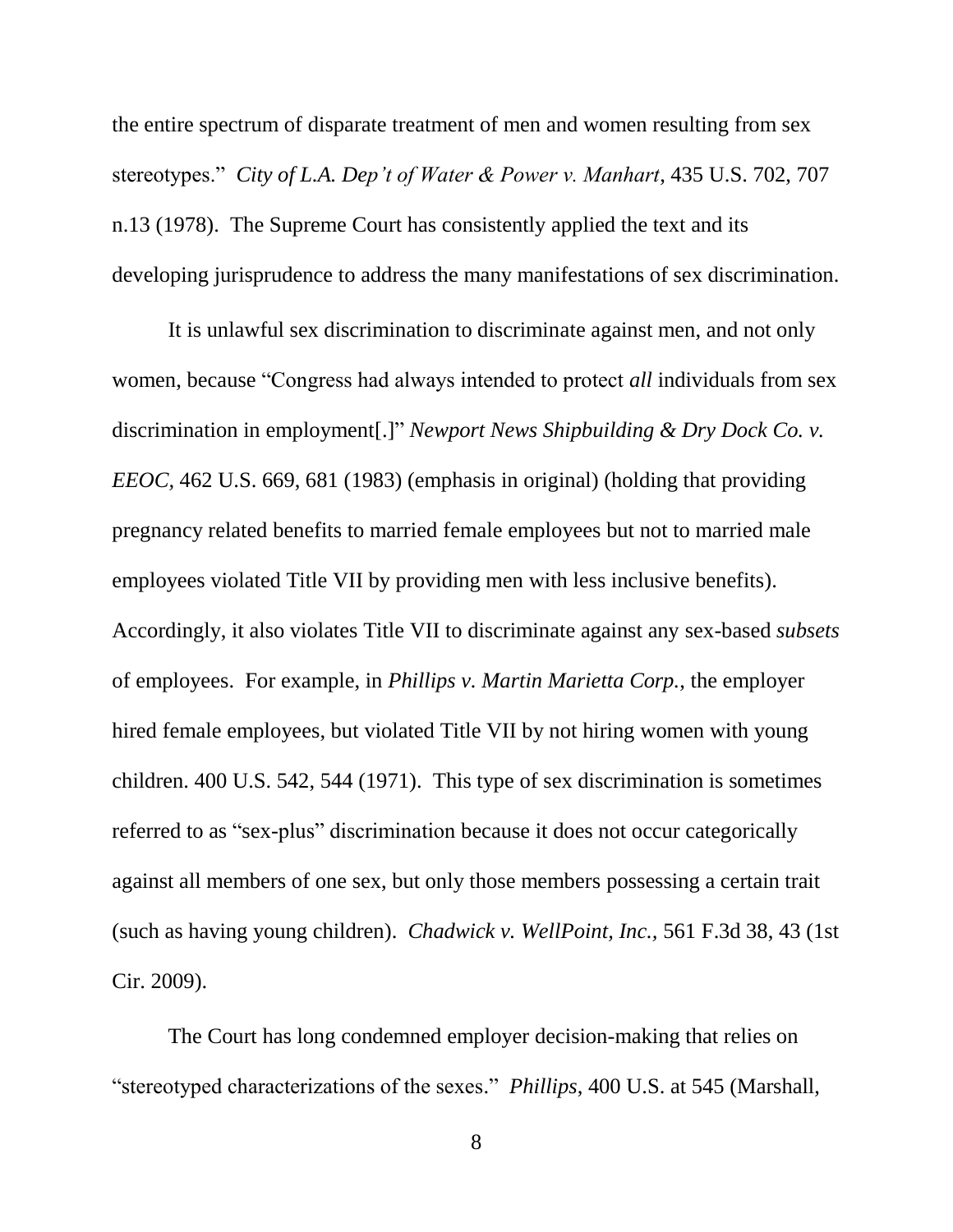the entire spectrum of disparate treatment of men and women resulting from sex stereotypes." *City of L.A. Dep't of Water & Power v. Manhart*, 435 U.S. 702, 707 n.13 (1978). The Supreme Court has consistently applied the text and its developing jurisprudence to address the many manifestations of sex discrimination.

It is unlawful sex discrimination to discriminate against men, and not only women, because "Congress had always intended to protect *all* individuals from sex discrimination in employment[.]" *Newport News Shipbuilding & Dry Dock Co. v. EEOC*, 462 U.S. 669, 681 (1983) (emphasis in original) (holding that providing pregnancy related benefits to married female employees but not to married male employees violated Title VII by providing men with less inclusive benefits). Accordingly, it also violates Title VII to discriminate against any sex-based *subsets* of employees. For example, in *Phillips v. Martin Marietta Corp.*, the employer hired female employees, but violated Title VII by not hiring women with young children. 400 U.S. 542, 544 (1971). This type of sex discrimination is sometimes referred to as "sex-plus" discrimination because it does not occur categorically against all members of one sex, but only those members possessing a certain trait (such as having young children). *Chadwick v. WellPoint, Inc.*, 561 F.3d 38, 43 (1st Cir. 2009).

The Court has long condemned employer decision-making that relies on "stereotyped characterizations of the sexes." *Phillips*, 400 U.S. at 545 (Marshall,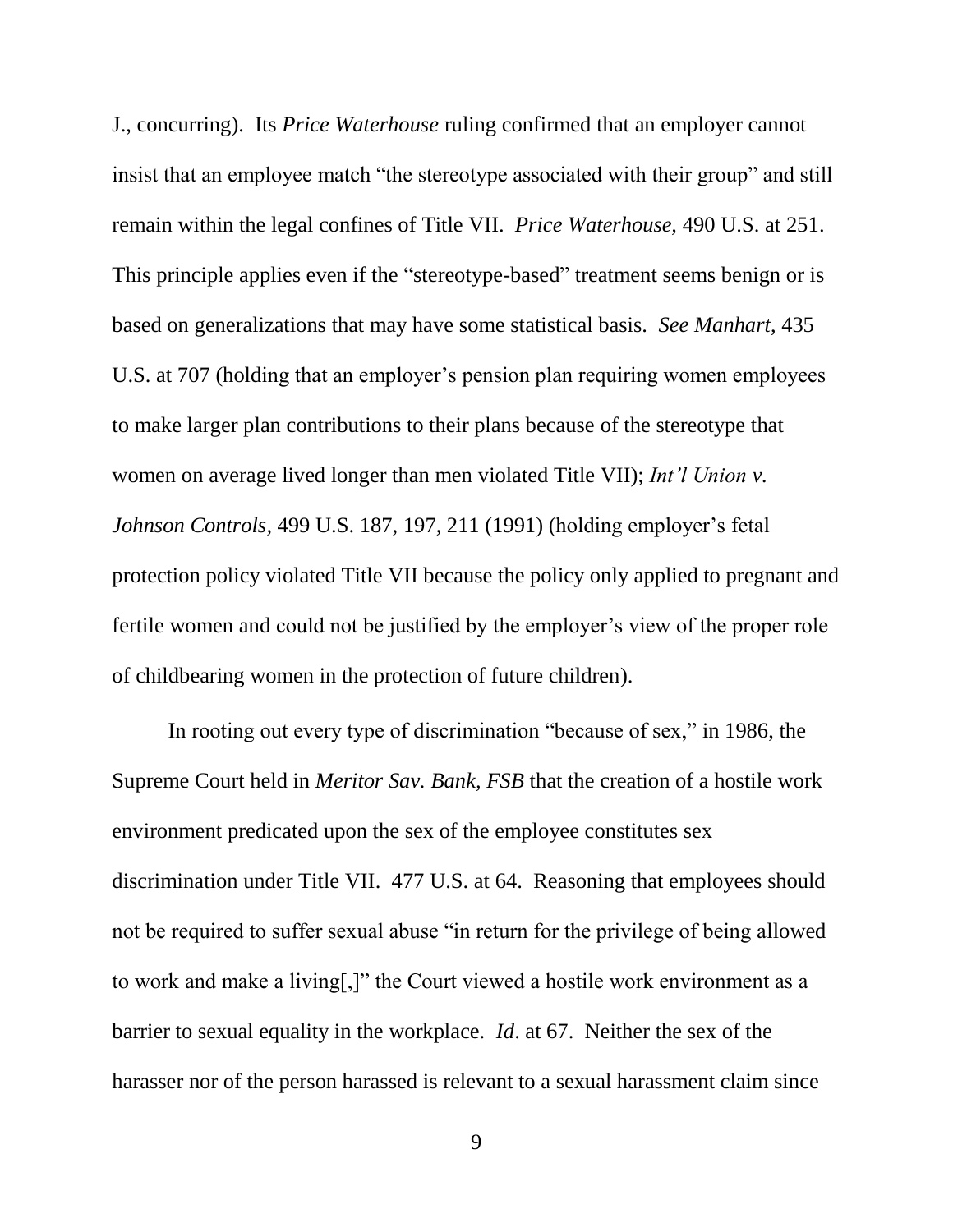J., concurring). Its *Price Waterhouse* ruling confirmed that an employer cannot insist that an employee match "the stereotype associated with their group" and still remain within the legal confines of Title VII. *Price Waterhouse,* 490 U.S. at 251. This principle applies even if the "stereotype-based" treatment seems benign or is based on generalizations that may have some statistical basis. *See Manhart*, 435 U.S. at 707 (holding that an employer's pension plan requiring women employees to make larger plan contributions to their plans because of the stereotype that women on average lived longer than men violated Title VII); *Int'l Union v. Johnson Controls,* 499 U.S. 187, 197, 211 (1991) (holding employer's fetal protection policy violated Title VII because the policy only applied to pregnant and fertile women and could not be justified by the employer's view of the proper role of childbearing women in the protection of future children).

In rooting out every type of discrimination "because of sex," in 1986, the Supreme Court held in *Meritor Sav. Bank, FSB* that the creation of a hostile work environment predicated upon the sex of the employee constitutes sex discrimination under Title VII. 477 U.S. at 64. Reasoning that employees should not be required to suffer sexual abuse "in return for the privilege of being allowed to work and make a living[,]" the Court viewed a hostile work environment as a barrier to sexual equality in the workplace. *Id*. at 67. Neither the sex of the harasser nor of the person harassed is relevant to a sexual harassment claim since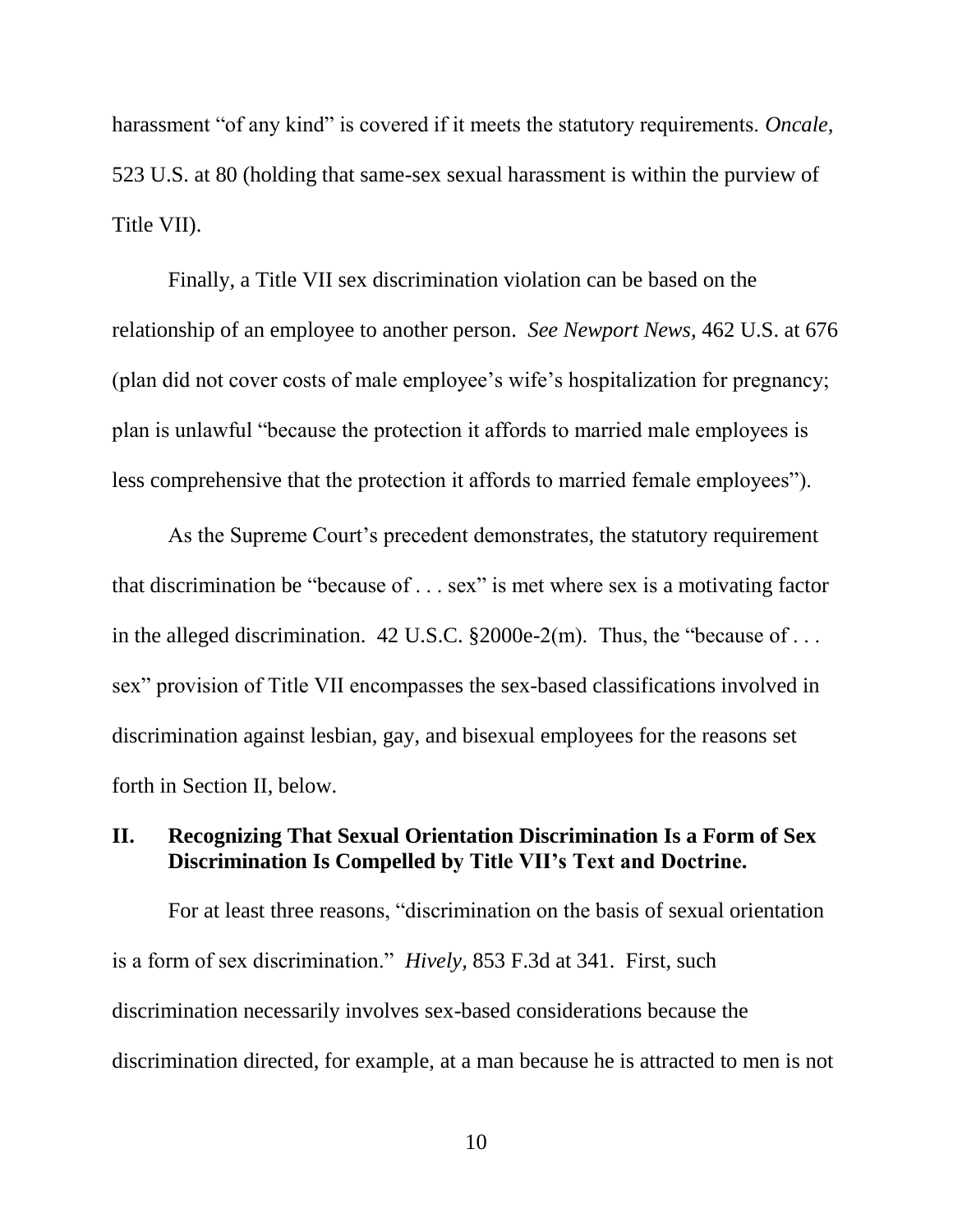harassment "of any kind" is covered if it meets the statutory requirements. *Oncale*, 523 U.S. at 80 (holding that same-sex sexual harassment is within the purview of Title VII).

Finally, a Title VII sex discrimination violation can be based on the relationship of an employee to another person. *See Newport News*, 462 U.S. at 676 (plan did not cover costs of male employee's wife's hospitalization for pregnancy; plan is unlawful "because the protection it affords to married male employees is less comprehensive that the protection it affords to married female employees").

As the Supreme Court's precedent demonstrates, the statutory requirement that discrimination be "because of . . . sex" is met where sex is a motivating factor in the alleged discrimination. 42 U.S.C. §2000e-2(m). Thus, the "because of . . . sex" provision of Title VII encompasses the sex-based classifications involved in discrimination against lesbian, gay, and bisexual employees for the reasons set forth in Section II, below.

## II. Recognizing That Sexual Orientation Discrimination Is a Form of Sex Discrimination Is Compelled by Title VII's Text and Doctrine.

For at least three reasons, "discrimination on the basis of sexual orientation is a form of sex discrimination." *Hively*, 853 F.3d at 341. First, such discrimination necessarily involves sex-based considerations because the discrimination directed, for example, at a man because he is attracted to men is not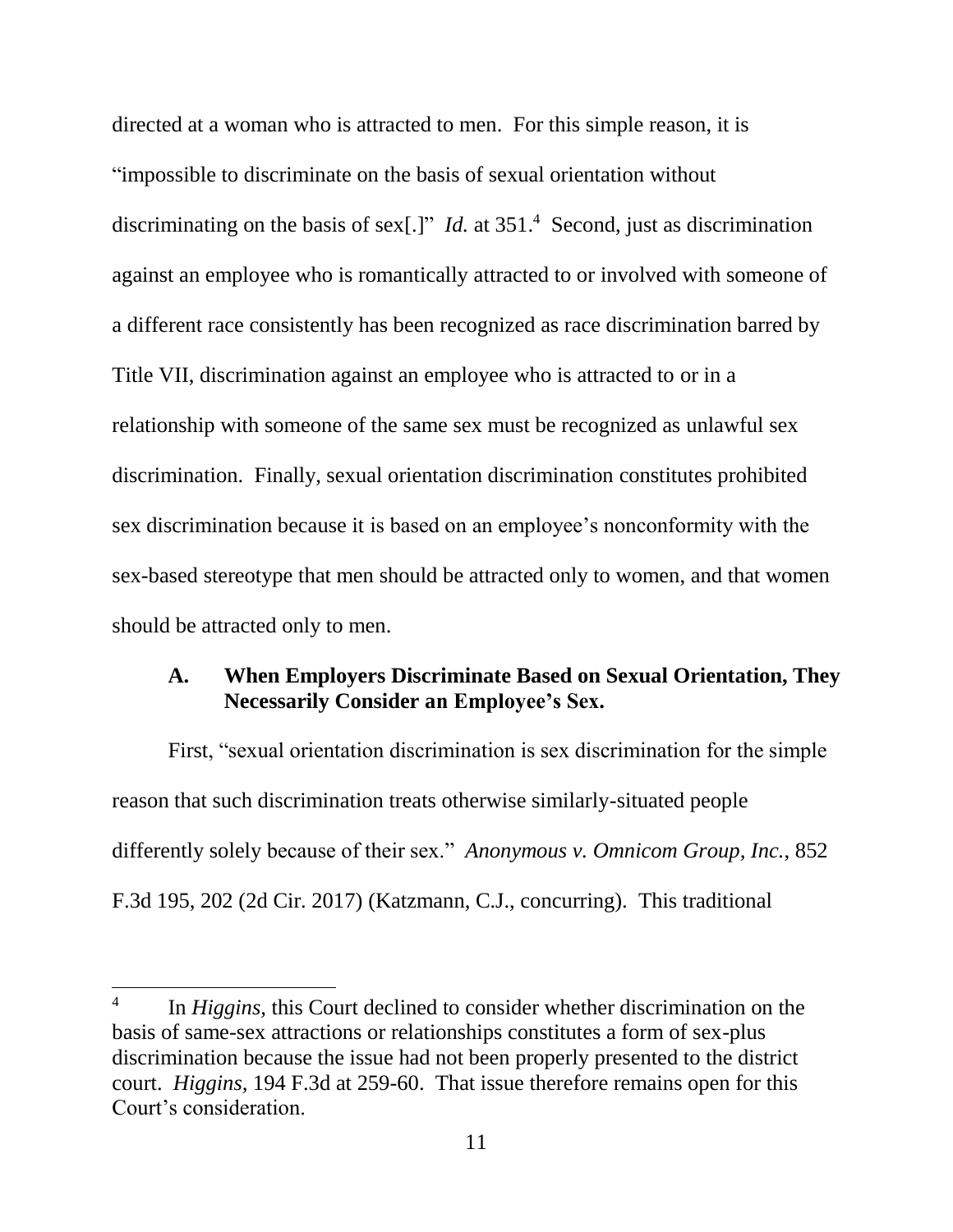directed at a woman who is attracted to men. For this simple reason, it is "impossible to discriminate on the basis of sexual orientation without discriminating on the basis of sex[.]" *Id.* at 351.[4] Second, just as discrimination against an employee who is romantically attracted to or involved with someone of a different race consistently has been recognized as race discrimination barred by Title VII, discrimination against an employee who is attracted to or in a relationship with someone of the same sex must be recognized as unlawful sex discrimination. Finally, sexual orientation discrimination constitutes prohibited sex discrimination because it is based on an employee's nonconformity with the sex-based stereotype that men should be attracted only to women, and that women should be attracted only to men.

### A. When Employers Discriminate Based on Sexual Orientation, They Necessarily Consider an Employee's Sex.

First, "sexual orientation discrimination is sex discrimination for the simple reason that such discrimination treats otherwise similarly-situated people differently solely because of their sex." *Anonymous v. Omnicom Group, Inc.*, 852 F.3d 195, 202 (2d Cir. 2017) (Katzmann, C.J., concurring). This traditional

---

[4] In *Higgins,* this Court declined to consider whether discrimination on the basis of same-sex attractions or relationships constitutes a form of sex-plus discrimination because the issue had not been properly presented to the district court. *Higgins*, 194 F.3d at 259-60. That issue therefore remains open for this Court's consideration.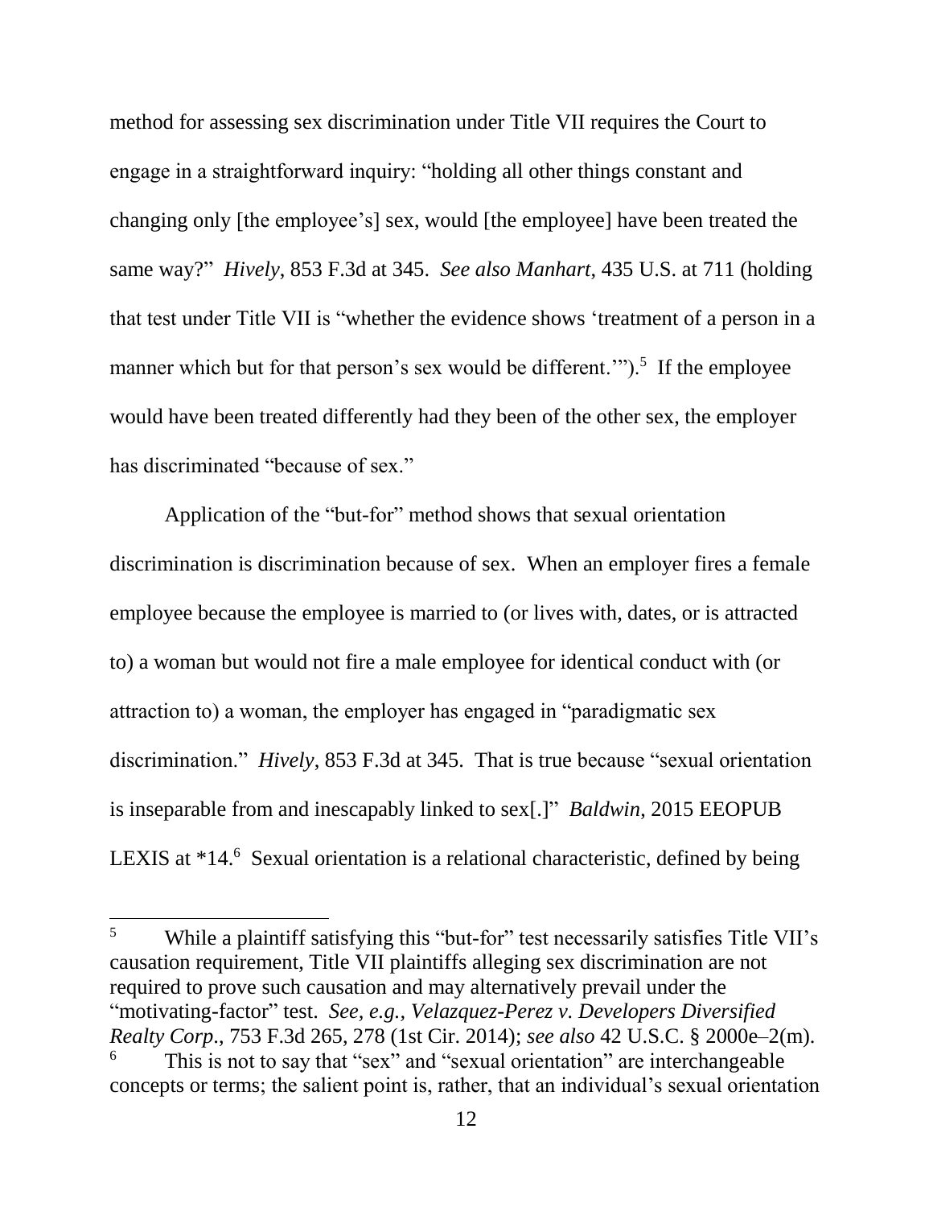method for assessing sex discrimination under Title VII requires the Court to engage in a straightforward inquiry: "holding all other things constant and changing only [the employee's] sex, would [the employee] have been treated the same way?" *Hively*, 853 F.3d at 345. *See also Manhart*, 435 U.S. at 711 (holding that test under Title VII is "whether the evidence shows 'treatment of a person in a manner which but for that person's sex would be different.'").[5] If the employee would have been treated differently had they been of the other sex, the employer has discriminated "because of sex."

Application of the "but-for" method shows that sexual orientation discrimination is discrimination because of sex. When an employer fires a female employee because the employee is married to (or lives with, dates, or is attracted to) a woman but would not fire a male employee for identical conduct with (or attraction to) a woman, the employer has engaged in "paradigmatic sex discrimination." *Hively*, 853 F.3d at 345. That is true because "sexual orientation is inseparable from and inescapably linked to sex[.]" *Baldwin*, 2015 EEOPUB LEXIS at *14.[6] Sexual orientation is a relational characteristic, defined by being

---

[5] While a plaintiff satisfying this "but-for" test necessarily satisfies Title VII's causation requirement, Title VII plaintiffs alleging sex discrimination are not required to prove such causation and may alternatively prevail under the "motivating-factor" test. *See, e.g., Velazquez-Perez v. Developers Diversified Realty Corp*., 753 F.3d 265, 278 (1st Cir. 2014); *see also* 42 U.S.C. § 2000e–2(m).

[6] This is not to say that "sex" and "sexual orientation" are interchangeable concepts or terms; the salient point is, rather, that an individual's sexual orientation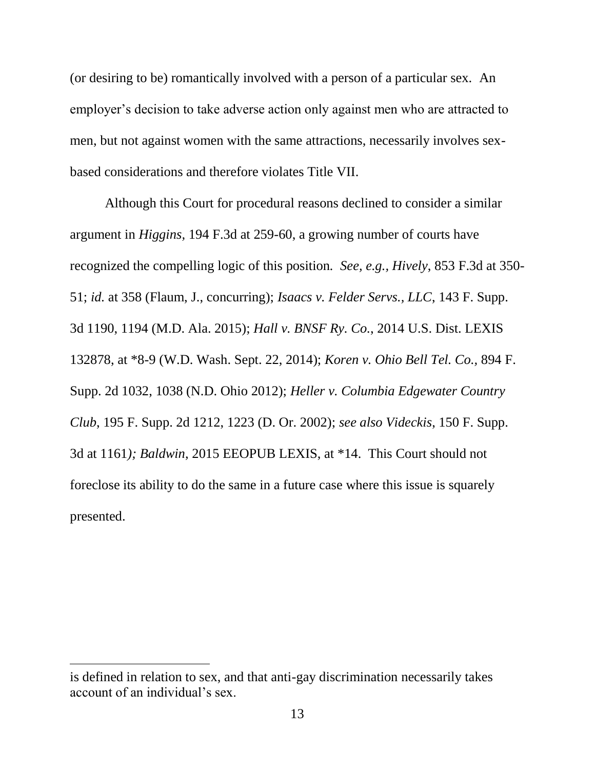(or desiring to be) romantically involved with a person of a particular sex. An employer's decision to take adverse action only against men who are attracted to men, but not against women with the same attractions, necessarily involves sex-based considerations and therefore violates Title VII.

Although this Court for procedural reasons declined to consider a similar argument in *Higgins*, 194 F.3d at 259-60, a growing number of courts have recognized the compelling logic of this position. *See, e.g.*, *Hively*, 853 F.3d at 350-51; *id.* at 358 (Flaum, J., concurring); *Isaacs v. Felder Servs., LLC*, 143 F. Supp. 3d 1190, 1194 (M.D. Ala. 2015); *Hall v. BNSF Ry. Co.*, 2014 U.S. Dist. LEXIS 132878, at *8-9 (W.D. Wash. Sept. 22, 2014); *Koren v. Ohio Bell Tel. Co.*, 894 F. Supp. 2d 1032, 1038 (N.D. Ohio 2012); *Heller v. Columbia Edgewater Country Club*, 195 F. Supp. 2d 1212, 1223 (D. Or. 2002); *see also Videckis*, 150 F. Supp. 3d at 1161*); Baldwin*, 2015 EEOPUB LEXIS, at *14. This Court should not foreclose its ability to do the same in a future case where this issue is squarely presented.

---

is defined in relation to sex, and that anti-gay discrimination necessarily takes account of an individual's sex.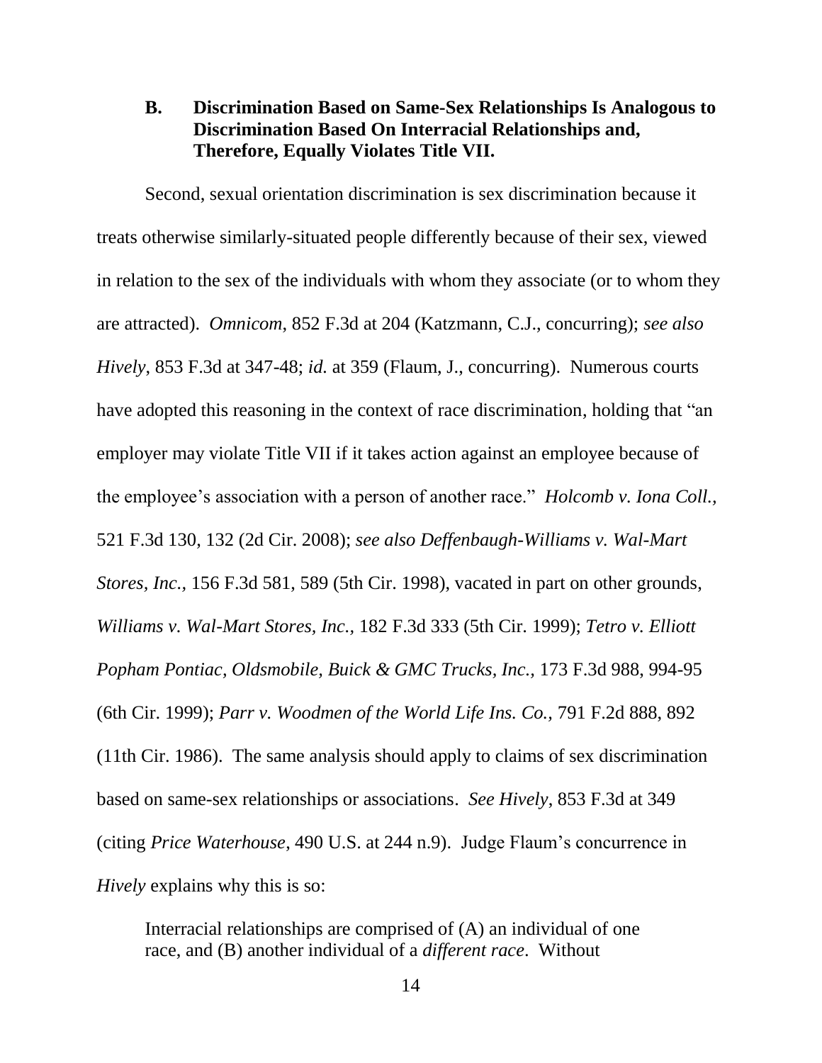### B. Discrimination Based on Same-Sex Relationships Is Analogous to Discrimination Based On Interracial Relationships and, Therefore, Equally Violates Title VII.

Second, sexual orientation discrimination is sex discrimination because it treats otherwise similarly-situated people differently because of their sex, viewed in relation to the sex of the individuals with whom they associate (or to whom they are attracted). *Omnicom*, 852 F.3d at 204 (Katzmann, C.J., concurring); *see also Hively*, 853 F.3d at 347-48; *id.* at 359 (Flaum, J., concurring). Numerous courts have adopted this reasoning in the context of race discrimination, holding that "an employer may violate Title VII if it takes action against an employee because of the employee's association with a person of another race." *Holcomb v. Iona Coll.,* 521 F.3d 130, 132 (2d Cir. 2008); *see also Deffenbaugh-Williams v. Wal-Mart Stores, Inc.,* 156 F.3d 581, 589 (5th Cir. 1998), vacated in part on other grounds, *Williams v. Wal-Mart Stores, Inc.,* 182 F.3d 333 (5th Cir. 1999); *Tetro v. Elliott Popham Pontiac, Oldsmobile, Buick & GMC Trucks, Inc.,* 173 F.3d 988, 994-95 (6th Cir. 1999); *Parr v. Woodmen of the World Life Ins. Co.,* 791 F.2d 888, 892 (11th Cir. 1986). The same analysis should apply to claims of sex discrimination based on same-sex relationships or associations. *See Hively*, 853 F.3d at 349 (citing *Price Waterhouse*, 490 U.S. at 244 n.9). Judge Flaum's concurrence in *Hively* explains why this is so:

> Interracial relationships are comprised of (A) an individual of one race, and (B) another individual of a *different race*. Without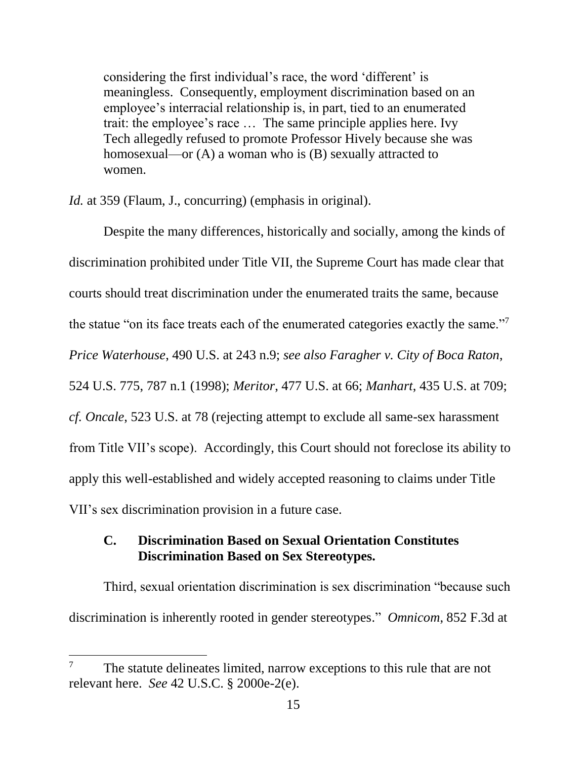> considering the first individual's race, the word 'different' is meaningless. Consequently, employment discrimination based on an employee's interracial relationship is, in part, tied to an enumerated trait: the employee's race … The same principle applies here. Ivy Tech allegedly refused to promote Professor Hively because she was homosexual—or (A) a woman who is (B) sexually attracted to women.

*Id.* at 359 (Flaum, J., concurring) (emphasis in original).

Despite the many differences, historically and socially, among the kinds of discrimination prohibited under Title VII, the Supreme Court has made clear that courts should treat discrimination under the enumerated traits the same, because the statue "on its face treats each of the enumerated categories exactly the same."[7] *Price Waterhouse*, 490 U.S. at 243 n.9; *see also Faragher v. City of Boca Raton*, 524 U.S. 775, 787 n.1 (1998); *Meritor*, 477 U.S. at 66; *Manhart*, 435 U.S. at 709; *cf. Oncale*, 523 U.S. at 78 (rejecting attempt to exclude all same-sex harassment from Title VII's scope). Accordingly, this Court should not foreclose its ability to apply this well-established and widely accepted reasoning to claims under Title VII's sex discrimination provision in a future case.

### C. Discrimination Based on Sexual Orientation Constitutes Discrimination Based on Sex Stereotypes.

Third, sexual orientation discrimination is sex discrimination "because such discrimination is inherently rooted in gender stereotypes." *Omnicom*, 852 F.3d at

---

[7] The statute delineates limited, narrow exceptions to this rule that are not relevant here. *See* 42 U.S.C. § 2000e-2(e).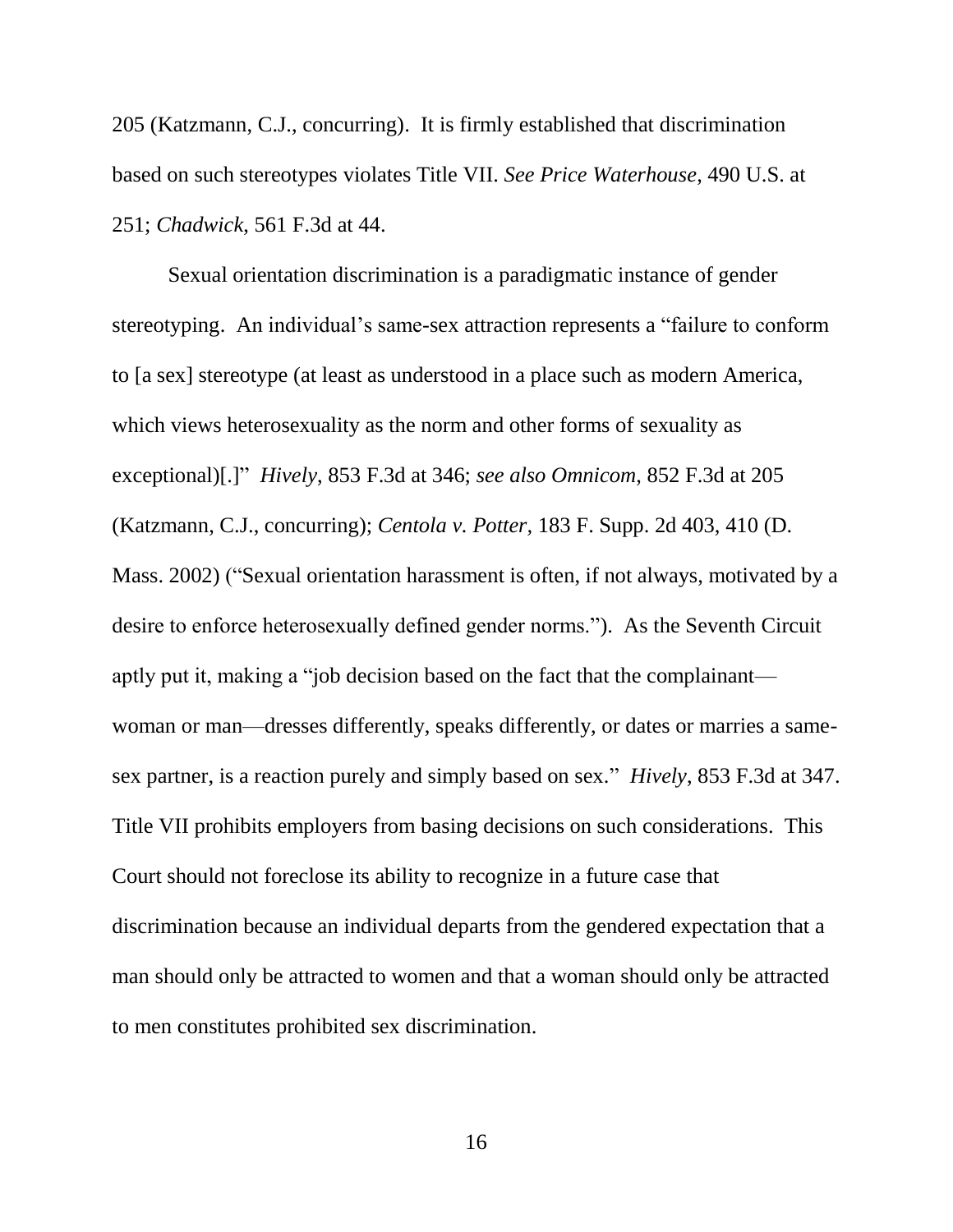205 (Katzmann, C.J., concurring). It is firmly established that discrimination based on such stereotypes violates Title VII. *See Price Waterhouse*, 490 U.S. at 251; *Chadwick*, 561 F.3d at 44.

Sexual orientation discrimination is a paradigmatic instance of gender stereotyping. An individual's same-sex attraction represents a "failure to conform to [a sex] stereotype (at least as understood in a place such as modern America, which views heterosexuality as the norm and other forms of sexuality as exceptional)[.]" *Hively*, 853 F.3d at 346; *see also Omnicom*, 852 F.3d at 205 (Katzmann, C.J., concurring); *Centola v. Potter*, 183 F. Supp. 2d 403, 410 (D. Mass. 2002) ("Sexual orientation harassment is often, if not always, motivated by a desire to enforce heterosexually defined gender norms."). As the Seventh Circuit aptly put it, making a "job decision based on the fact that the complainant—woman or man—dresses differently, speaks differently, or dates or marries a same-sex partner, is a reaction purely and simply based on sex." *Hively*, 853 F.3d at 347. Title VII prohibits employers from basing decisions on such considerations. This Court should not foreclose its ability to recognize in a future case that discrimination because an individual departs from the gendered expectation that a man should only be attracted to women and that a woman should only be attracted to men constitutes prohibited sex discrimination.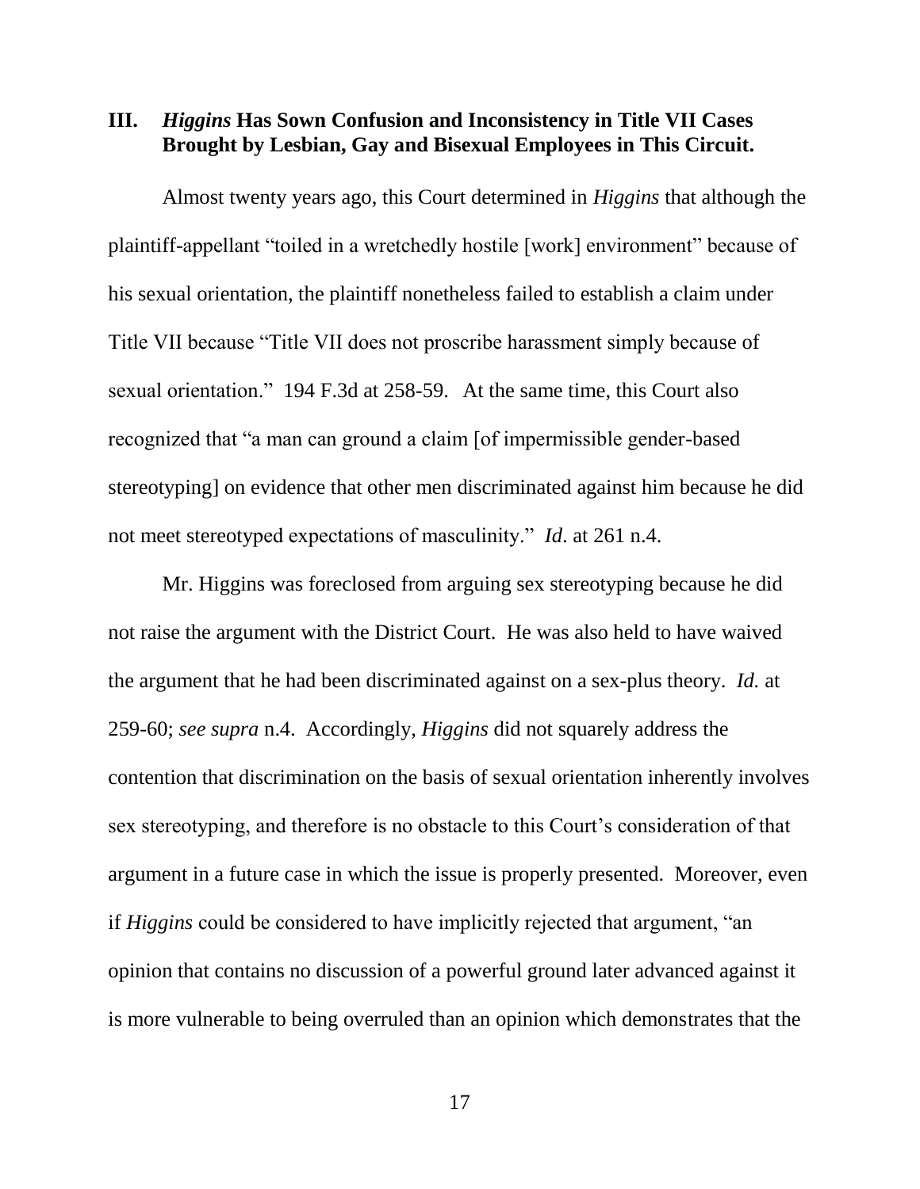## III. *Higgins* Has Sown Confusion and Inconsistency in Title VII Cases Brought by Lesbian, Gay and Bisexual Employees in This Circuit.

Almost twenty years ago, this Court determined in *Higgins* that although the plaintiff-appellant "toiled in a wretchedly hostile [work] environment" because of his sexual orientation, the plaintiff nonetheless failed to establish a claim under Title VII because "Title VII does not proscribe harassment simply because of sexual orientation." 194 F.3d at 258-59. At the same time, this Court also recognized that "a man can ground a claim [of impermissible gender-based stereotyping] on evidence that other men discriminated against him because he did not meet stereotyped expectations of masculinity." *Id*. at 261 n.4.

Mr. Higgins was foreclosed from arguing sex stereotyping because he did not raise the argument with the District Court. He was also held to have waived the argument that he had been discriminated against on a sex-plus theory. *Id.* at 259-60; *see supra* n.4. Accordingly, *Higgins* did not squarely address the contention that discrimination on the basis of sexual orientation inherently involves sex stereotyping, and therefore is no obstacle to this Court's consideration of that argument in a future case in which the issue is properly presented. Moreover, even if *Higgins* could be considered to have implicitly rejected that argument, "an opinion that contains no discussion of a powerful ground later advanced against it is more vulnerable to being overruled than an opinion which demonstrates that the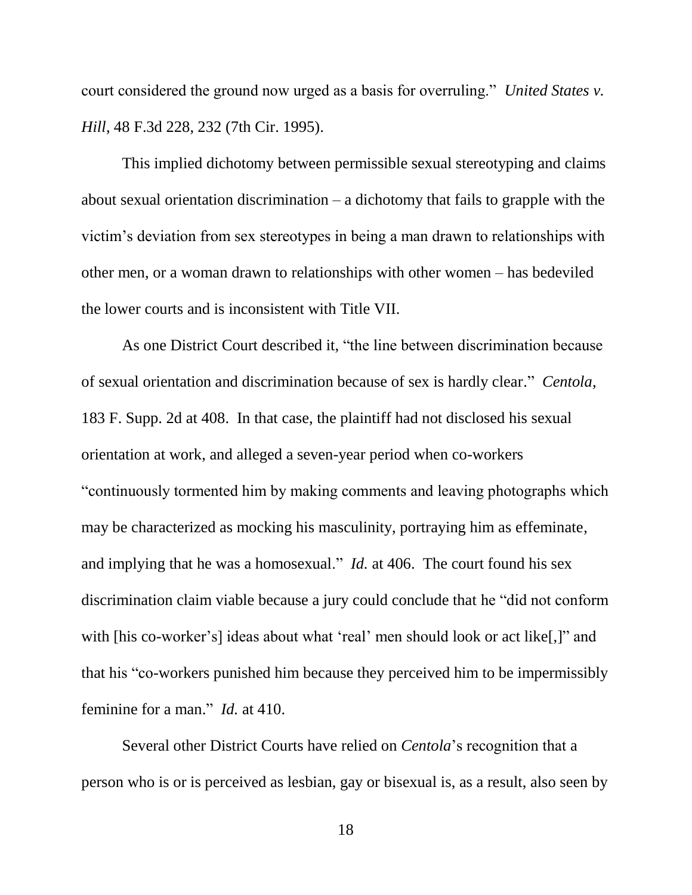court considered the ground now urged as a basis for overruling." *United States v. Hill*, 48 F.3d 228, 232 (7th Cir. 1995).

This implied dichotomy between permissible sexual stereotyping and claims about sexual orientation discrimination – a dichotomy that fails to grapple with the victim's deviation from sex stereotypes in being a man drawn to relationships with other men, or a woman drawn to relationships with other women – has bedeviled the lower courts and is inconsistent with Title VII.

As one District Court described it, "the line between discrimination because of sexual orientation and discrimination because of sex is hardly clear." *Centola*, 183 F. Supp. 2d at 408. In that case, the plaintiff had not disclosed his sexual orientation at work, and alleged a seven-year period when co-workers "continuously tormented him by making comments and leaving photographs which may be characterized as mocking his masculinity, portraying him as effeminate, and implying that he was a homosexual." *Id.* at 406. The court found his sex discrimination claim viable because a jury could conclude that he "did not conform with [his co-worker's] ideas about what 'real' men should look or act like[,]" and that his "co-workers punished him because they perceived him to be impermissibly feminine for a man." *Id.* at 410.

Several other District Courts have relied on *Centola*'s recognition that a person who is or is perceived as lesbian, gay or bisexual is, as a result, also seen by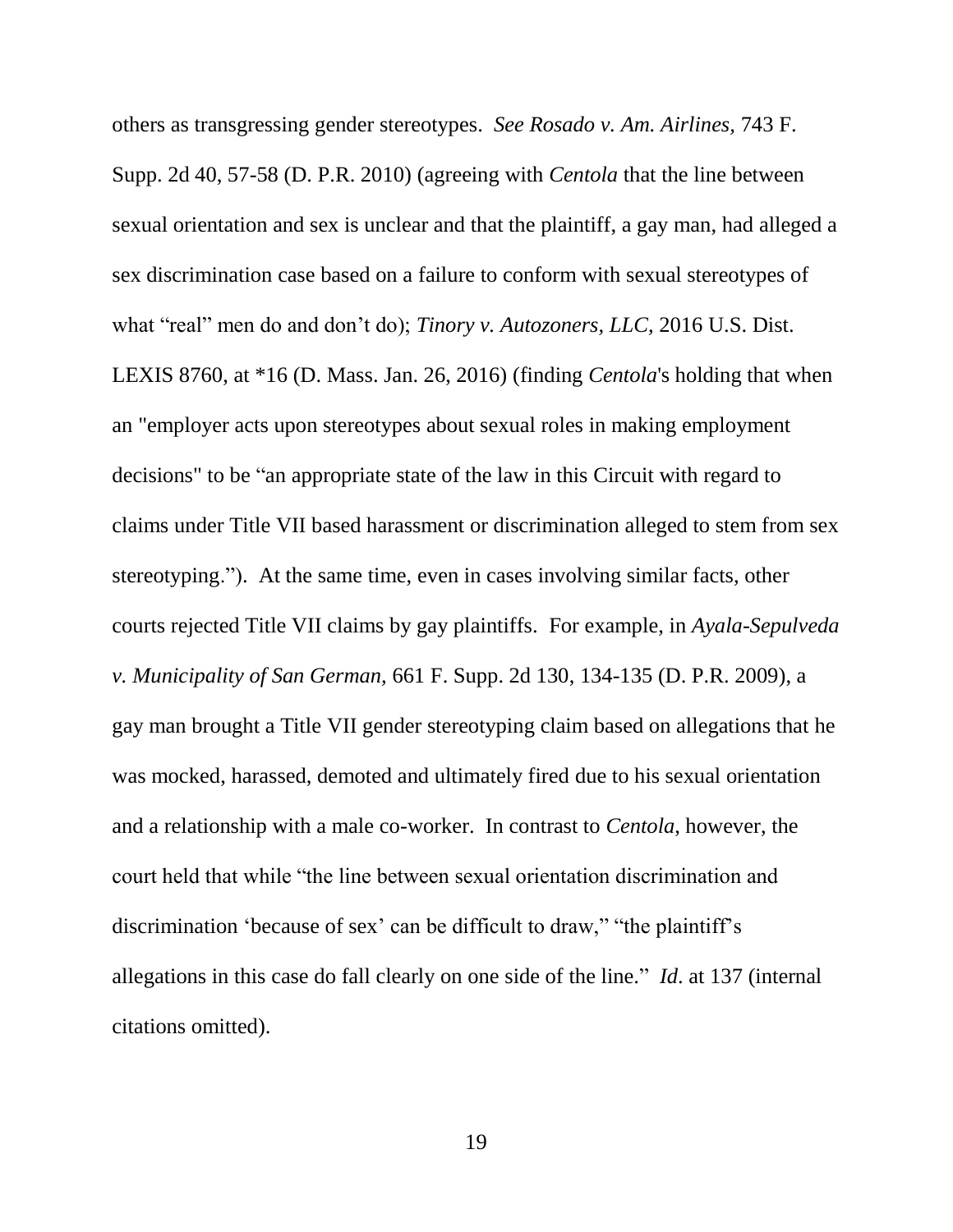others as transgressing gender stereotypes. *See Rosado v. Am. Airlines,* 743 F. Supp. 2d 40, 57-58 (D. P.R. 2010) (agreeing with *Centola* that the line between sexual orientation and sex is unclear and that the plaintiff, a gay man, had alleged a sex discrimination case based on a failure to conform with sexual stereotypes of what "real" men do and don't do); *Tinory v. Autozoners, LLC,* 2016 U.S. Dist. LEXIS 8760, at *16 (D. Mass. Jan. 26, 2016) (finding *Centola*'s holding that when an "employer acts upon stereotypes about sexual roles in making employment decisions" to be "an appropriate state of the law in this Circuit with regard to claims under Title VII based harassment or discrimination alleged to stem from sex stereotyping."). At the same time, even in cases involving similar facts, other courts rejected Title VII claims by gay plaintiffs. For example, in *Ayala-Sepulveda v. Municipality of San German,* 661 F. Supp. 2d 130, 134-135 (D. P.R. 2009), a gay man brought a Title VII gender stereotyping claim based on allegations that he was mocked, harassed, demoted and ultimately fired due to his sexual orientation and a relationship with a male co-worker. In contrast to *Centola*, however, the court held that while "the line between sexual orientation discrimination and discrimination 'because of sex' can be difficult to draw," "the plaintiff's allegations in this case do fall clearly on one side of the line." *Id*. at 137 (internal citations omitted).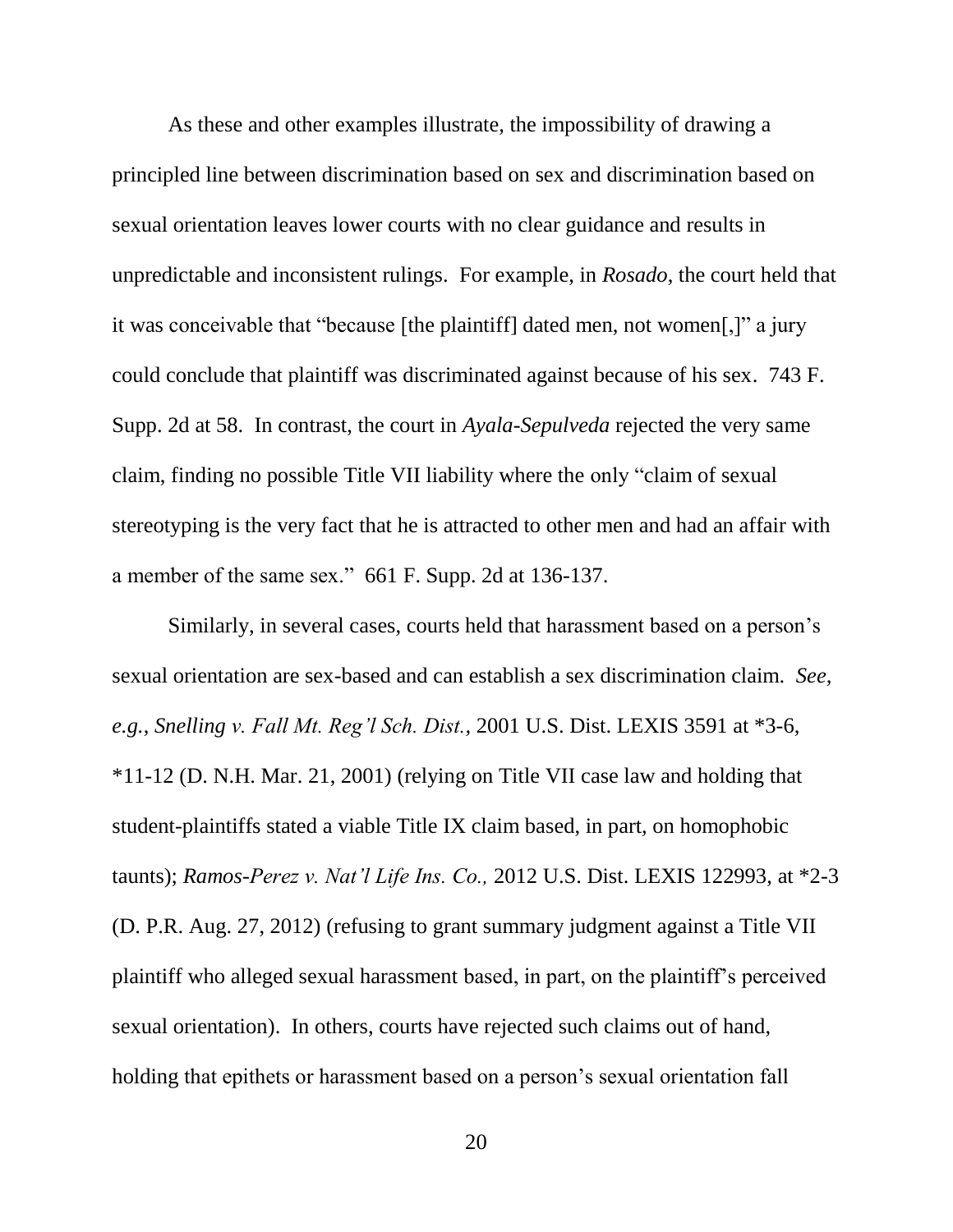As these and other examples illustrate, the impossibility of drawing a principled line between discrimination based on sex and discrimination based on sexual orientation leaves lower courts with no clear guidance and results in unpredictable and inconsistent rulings. For example, in *Rosado*, the court held that it was conceivable that "because [the plaintiff] dated men, not women[,]" a jury could conclude that plaintiff was discriminated against because of his sex. 743 F. Supp. 2d at 58. In contrast, the court in *Ayala-Sepulveda* rejected the very same claim, finding no possible Title VII liability where the only "claim of sexual stereotyping is the very fact that he is attracted to other men and had an affair with a member of the same sex." 661 F. Supp. 2d at 136-137.

Similarly, in several cases, courts held that harassment based on a person's sexual orientation are sex-based and can establish a sex discrimination claim. *See, e.g.*, *Snelling v. Fall Mt. Reg'l Sch. Dist.*, 2001 U.S. Dist. LEXIS 3591 at *3-6, *11-12 (D. N.H. Mar. 21, 2001) (relying on Title VII case law and holding that student-plaintiffs stated a viable Title IX claim based, in part, on homophobic taunts); *Ramos-Perez v. Nat'l Life Ins. Co.,* 2012 U.S. Dist. LEXIS 122993, at *2-3 (D. P.R. Aug. 27, 2012) (refusing to grant summary judgment against a Title VII plaintiff who alleged sexual harassment based, in part, on the plaintiff's perceived sexual orientation). In others, courts have rejected such claims out of hand, holding that epithets or harassment based on a person's sexual orientation fall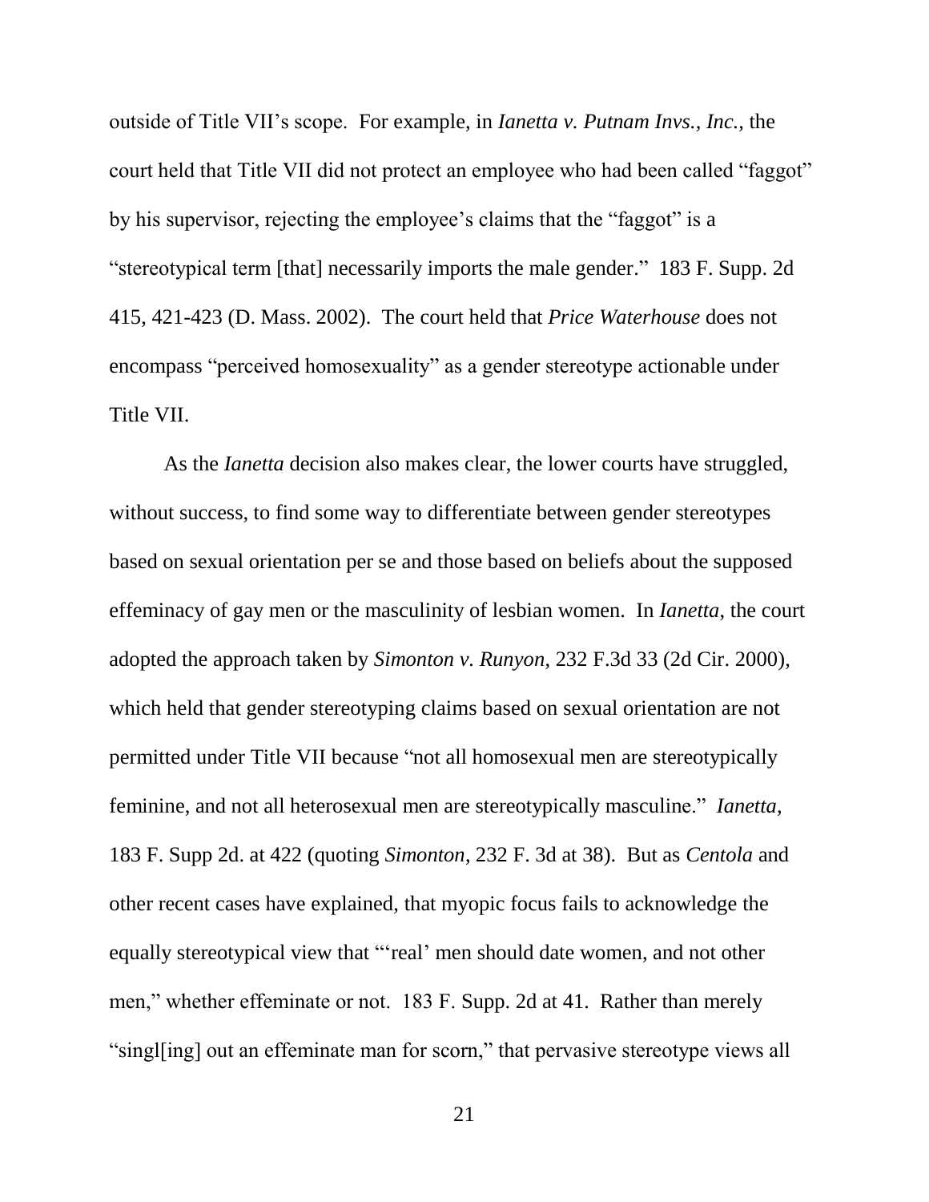outside of Title VII's scope. For example, in *Ianetta v. Putnam Invs., Inc.*, the court held that Title VII did not protect an employee who had been called "faggot" by his supervisor, rejecting the employee's claims that the "faggot" is a "stereotypical term [that] necessarily imports the male gender." 183 F. Supp. 2d 415, 421-423 (D. Mass. 2002). The court held that *Price Waterhouse* does not encompass "perceived homosexuality" as a gender stereotype actionable under Title VII.

As the *Ianetta* decision also makes clear, the lower courts have struggled, without success, to find some way to differentiate between gender stereotypes based on sexual orientation per se and those based on beliefs about the supposed effeminacy of gay men or the masculinity of lesbian women. In *Ianetta*, the court adopted the approach taken by *Simonton v. Runyon*, 232 F.3d 33 (2d Cir. 2000), which held that gender stereotyping claims based on sexual orientation are not permitted under Title VII because "not all homosexual men are stereotypically feminine, and not all heterosexual men are stereotypically masculine." *Ianetta*, 183 F. Supp 2d. at 422 (quoting *Simonton*, 232 F. 3d at 38). But as *Centola* and other recent cases have explained, that myopic focus fails to acknowledge the equally stereotypical view that "'real' men should date women, and not other men," whether effeminate or not. 183 F. Supp. 2d at 41. Rather than merely "singl[ing] out an effeminate man for scorn," that pervasive stereotype views all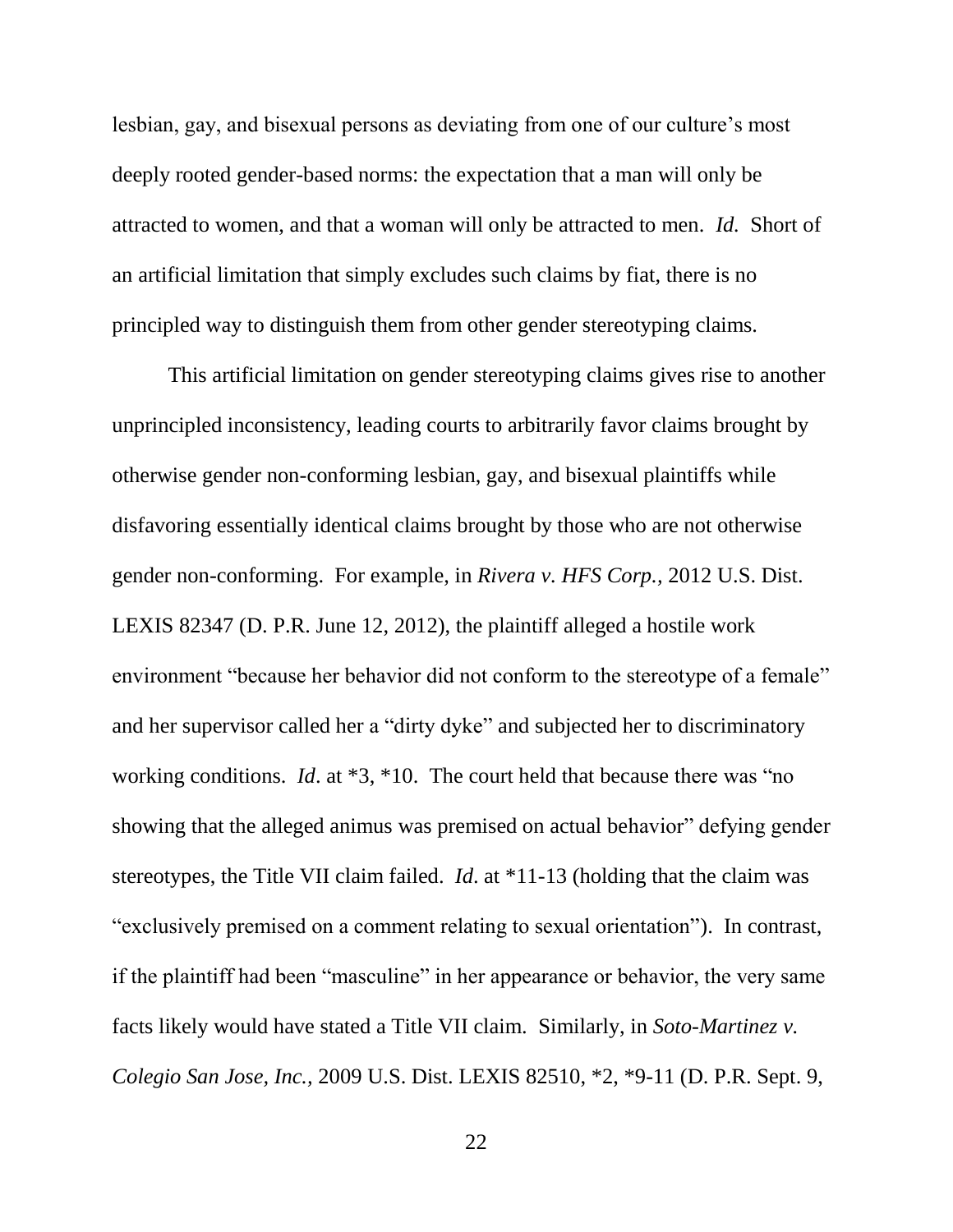lesbian, gay, and bisexual persons as deviating from one of our culture's most deeply rooted gender-based norms: the expectation that a man will only be attracted to women, and that a woman will only be attracted to men. *Id.* Short of an artificial limitation that simply excludes such claims by fiat, there is no principled way to distinguish them from other gender stereotyping claims.

This artificial limitation on gender stereotyping claims gives rise to another unprincipled inconsistency, leading courts to arbitrarily favor claims brought by otherwise gender non-conforming lesbian, gay, and bisexual plaintiffs while disfavoring essentially identical claims brought by those who are not otherwise gender non-conforming. For example, in *Rivera v. HFS Corp.*, 2012 U.S. Dist. LEXIS 82347 (D. P.R. June 12, 2012), the plaintiff alleged a hostile work environment "because her behavior did not conform to the stereotype of a female" and her supervisor called her a "dirty dyke" and subjected her to discriminatory working conditions. *Id*. at *3, *10. The court held that because there was "no showing that the alleged animus was premised on actual behavior" defying gender stereotypes, the Title VII claim failed. *Id*. at *11-13 (holding that the claim was "exclusively premised on a comment relating to sexual orientation"). In contrast, if the plaintiff had been "masculine" in her appearance or behavior, the very same facts likely would have stated a Title VII claim. Similarly, in *Soto-Martinez v. Colegio San Jose, Inc.*, 2009 U.S. Dist. LEXIS 82510, *2, *9-11 (D. P.R. Sept. 9,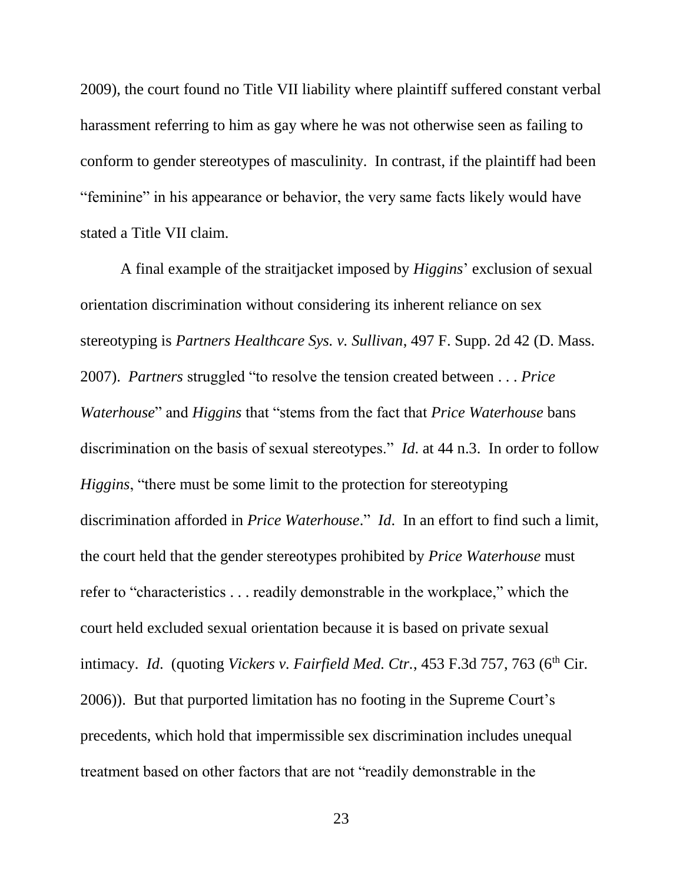2009), the court found no Title VII liability where plaintiff suffered constant verbal harassment referring to him as gay where he was not otherwise seen as failing to conform to gender stereotypes of masculinity. In contrast, if the plaintiff had been "feminine" in his appearance or behavior, the very same facts likely would have stated a Title VII claim.

A final example of the straitjacket imposed by *Higgins*' exclusion of sexual orientation discrimination without considering its inherent reliance on sex stereotyping is *Partners Healthcare Sys. v. Sullivan*, 497 F. Supp. 2d 42 (D. Mass. 2007). *Partners* struggled "to resolve the tension created between . . . *Price Waterhouse*" and *Higgins* that "stems from the fact that *Price Waterhouse* bans discrimination on the basis of sexual stereotypes." *Id.* at 44 n.3. In order to follow *Higgins*, "there must be some limit to the protection for stereotyping discrimination afforded in *Price Waterhouse*." *Id.* In an effort to find such a limit, the court held that the gender stereotypes prohibited by *Price Waterhouse* must refer to "characteristics . . . readily demonstrable in the workplace," which the court held excluded sexual orientation because it is based on private sexual intimacy. *Id.* (quoting *Vickers v. Fairfield Med. Ctr.*, 453 F.3d 757, 763 (6th Cir. 2006)). But that purported limitation has no footing in the Supreme Court's precedents, which hold that impermissible sex discrimination includes unequal treatment based on other factors that are not "readily demonstrable in the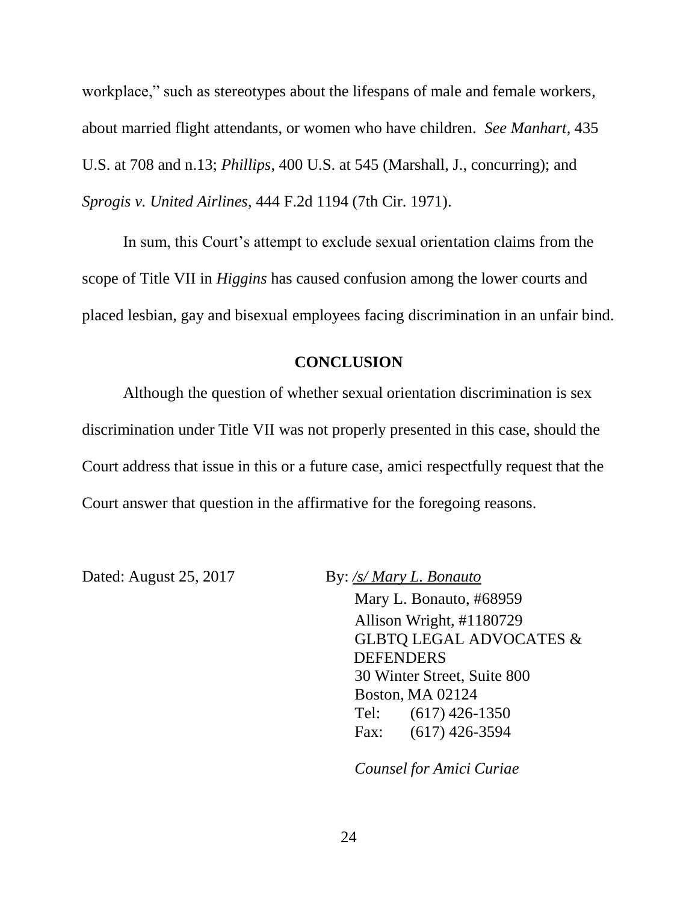workplace," such as stereotypes about the lifespans of male and female workers, about married flight attendants, or women who have children. *See Manhart*, 435 U.S. at 708 and n.13; *Phillips*, 400 U.S. at 545 (Marshall, J., concurring); and *Sprogis v. United Airlines*, 444 F.2d 1194 (7th Cir. 1971).

In sum, this Court's attempt to exclude sexual orientation claims from the scope of Title VII in *Higgins* has caused confusion among the lower courts and placed lesbian, gay and bisexual employees facing discrimination in an unfair bind.

## CONCLUSION

Although the question of whether sexual orientation discrimination is sex discrimination under Title VII was not properly presented in this case, should the Court address that issue in this or a future case, amici respectfully request that the Court answer that question in the affirmative for the foregoing reasons.

Dated: August 25, 2017

By: */s/ Mary L. Bonauto*
Mary L. Bonauto, #68959
Allison Wright, #1180729
GLBTQ LEGAL ADVOCATES & DEFENDERS
30 Winter Street, Suite 800
Boston, MA 02124
Tel: (617) 426-1350
Fax: (617) 426-3594

*Counsel for Amici Curiae*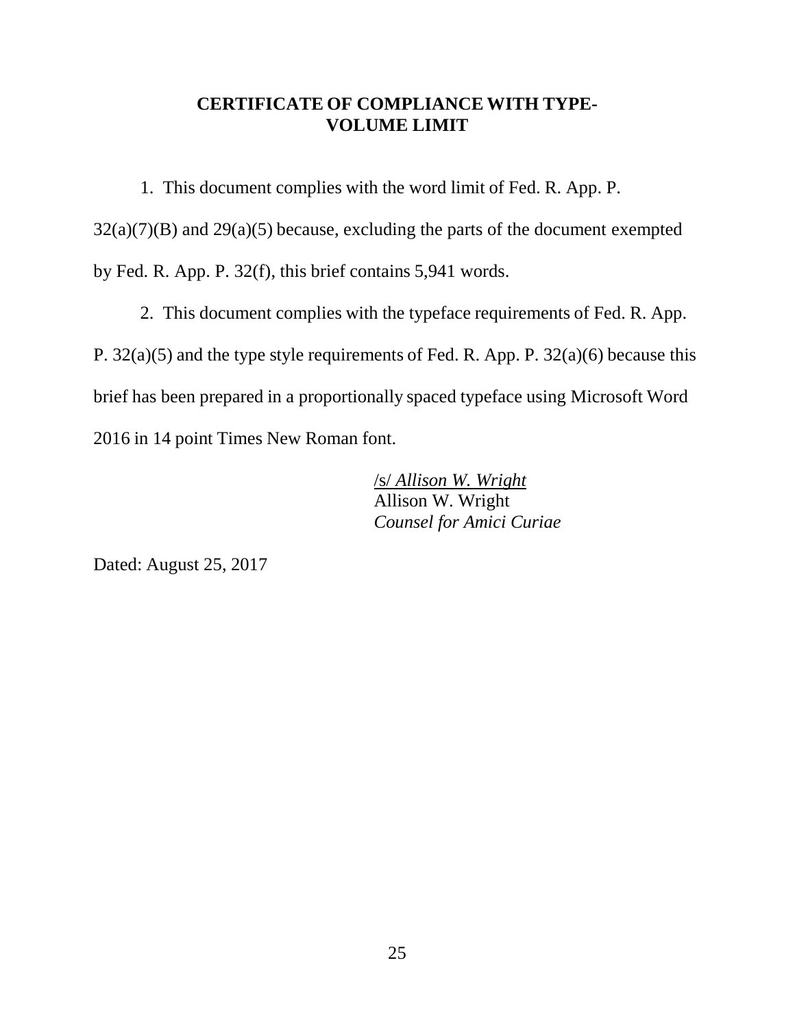## CERTIFICATE OF COMPLIANCE WITH TYPE-VOLUME LIMIT

1. This document complies with the word limit of Fed. R. App. P. 32(a)(7)(B) and 29(a)(5) because, excluding the parts of the document exempted by Fed. R. App. P. 32(f), this brief contains 5,941 words.

2. This document complies with the typeface requirements of Fed. R. App. P. 32(a)(5) and the type style requirements of Fed. R. App. P. 32(a)(6) because this brief has been prepared in a proportionally spaced typeface using Microsoft Word 2016 in 14 point Times New Roman font.

/s/ *Allison W. Wright*
Allison W. Wright
*Counsel for Amici Curiae*

Dated: August 25, 2017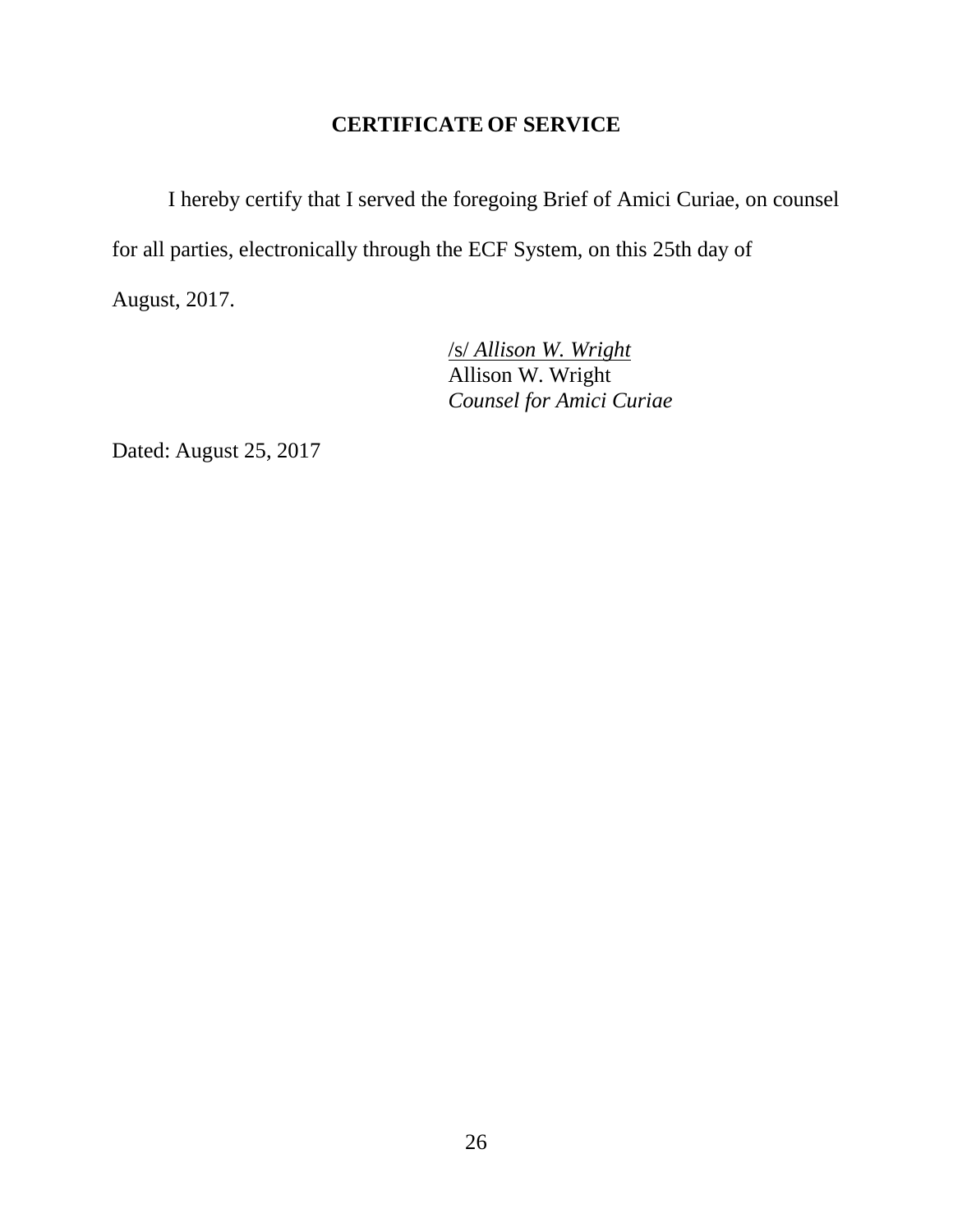## CERTIFICATE OF SERVICE

I hereby certify that I served the foregoing Brief of Amici Curiae, on counsel for all parties, electronically through the ECF System, on this 25th day of August, 2017.

/s/ *Allison W. Wright*
Allison W. Wright
*Counsel for Amici Curiae*

Dated: August 25, 2017